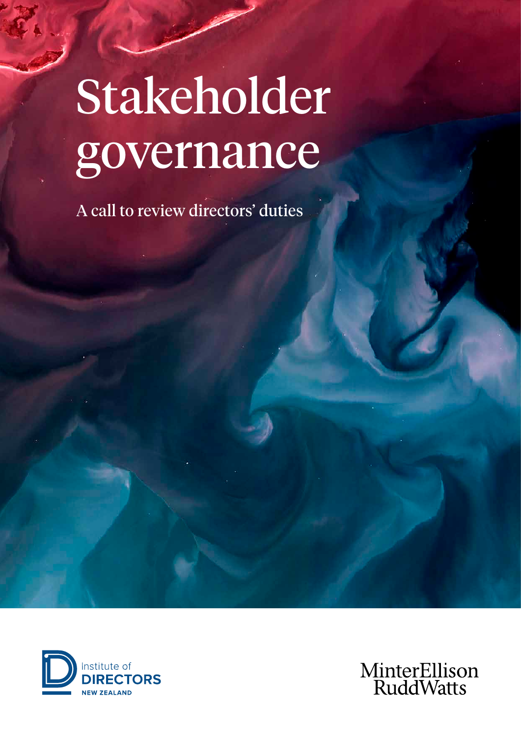# Stakeholder governance

A call to review directors' duties

Institute of DIRECTORS NEW ZEALAND

MinterEllison RuddWatts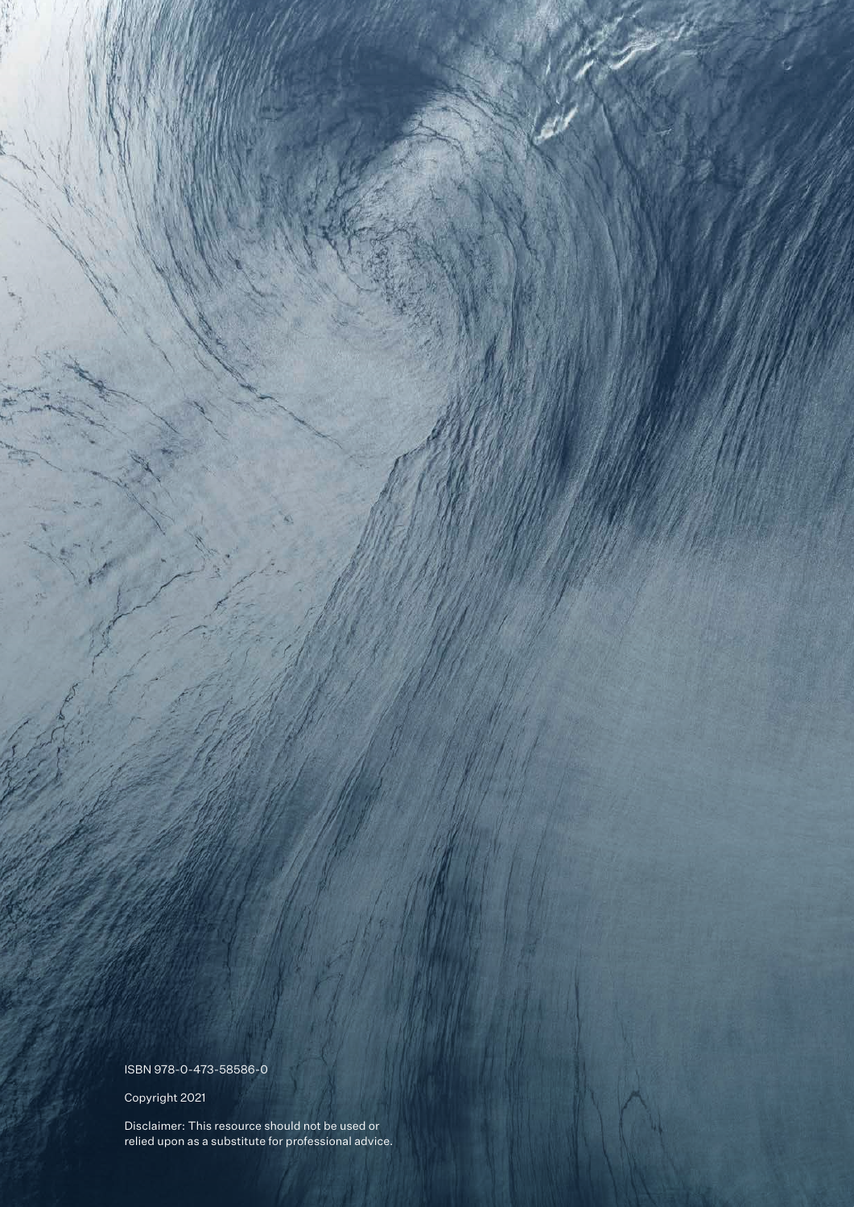ISBN 978-0-473-58586-0

Copyright 2021

Disclaimer: This resource should not be used or relied upon as a substitute for professional advice.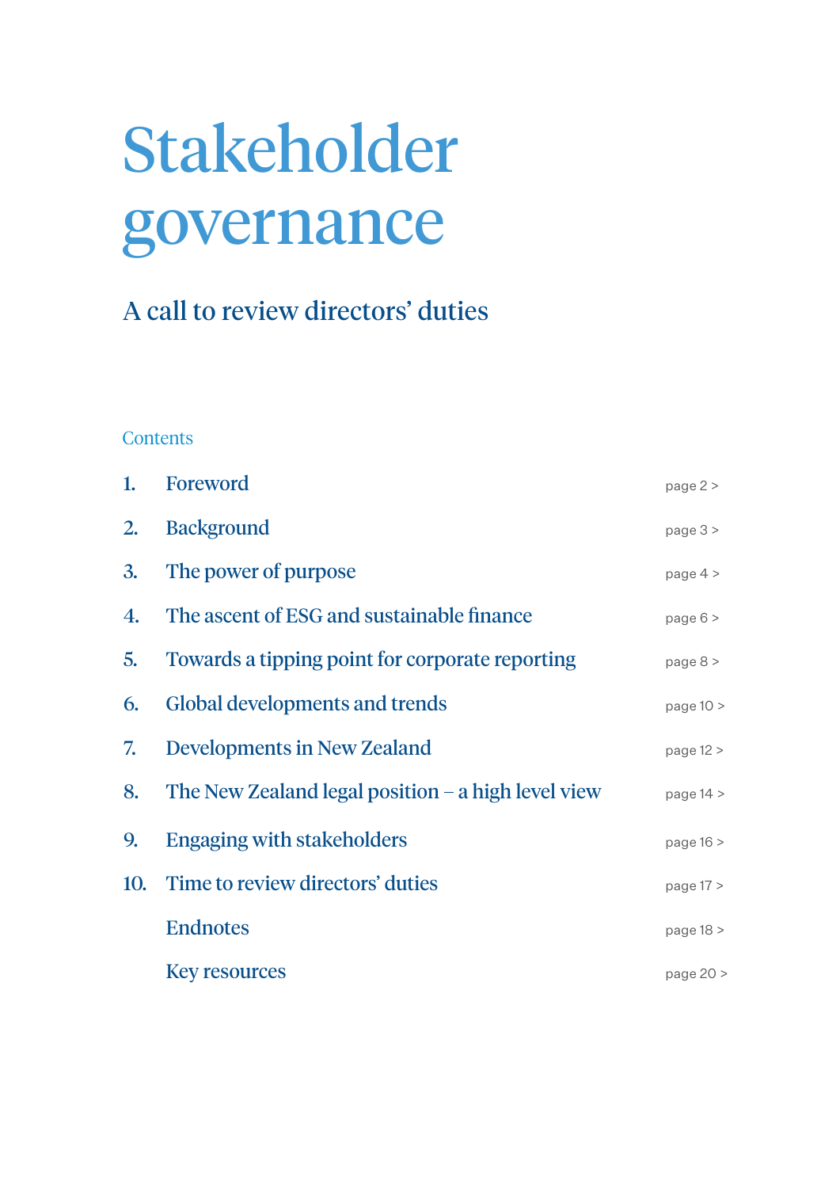# Stakeholder governance

## A call to review directors' duties

### Contents

| | | |
|---|---|---|
| 1. | Foreword | page 2 > |
| 2. | Background | page 3 > |
| 3. | The power of purpose | page 4 > |
| 4. | The ascent of ESG and sustainable finance | page 6 > |
| 5. | Towards a tipping point for corporate reporting | page 8 > |
| 6. | Global developments and trends | page 10 > |
| 7. | Developments in New Zealand | page 12 > |
| 8. | The New Zealand legal position – a high level view | page 14 > |
| 9. | Engaging with stakeholders | page 16 > |
| 10. | Time to review directors' duties | page 17 > |
| | Endnotes | page 18 > |
| | Key resources | page 20 > |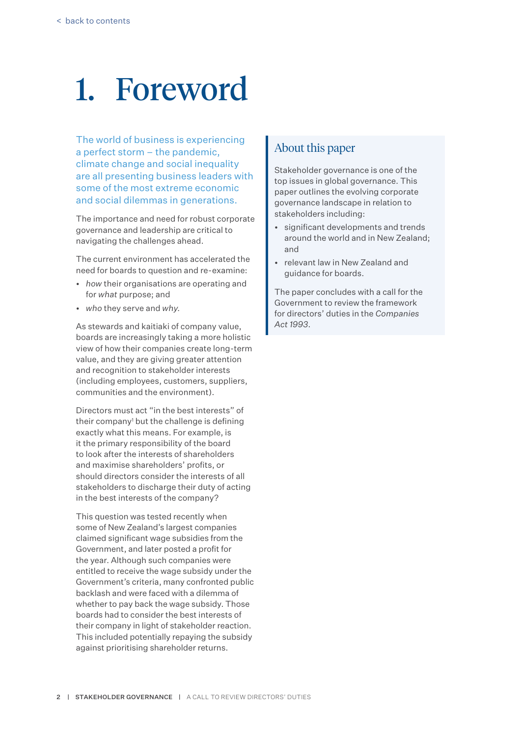# 1. Foreword

The world of business is experiencing a perfect storm – the pandemic, climate change and social inequality are all presenting business leaders with some of the most extreme economic and social dilemmas in generations.

The importance and need for robust corporate governance and leadership are critical to navigating the challenges ahead.

The current environment has accelerated the need for boards to question and re-examine:

- *how* their organisations are operating and for *what* purpose; and
- *who* they serve and *why*.

As stewards and kaitiaki of company value, boards are increasingly taking a more holistic view of how their companies create long-term value, and they are giving greater attention and recognition to stakeholder interests (including employees, customers, suppliers, communities and the environment).

Directors must act "in the best interests" of their company[1] but the challenge is defining exactly what this means. For example, is it the primary responsibility of the board to look after the interests of shareholders and maximise shareholders' profits, or should directors consider the interests of all stakeholders to discharge their duty of acting in the best interests of the company?

This question was tested recently when some of New Zealand's largest companies claimed significant wage subsidies from the Government, and later posted a profit for the year. Although such companies were entitled to receive the wage subsidy under the Government's criteria, many confronted public backlash and were faced with a dilemma of whether to pay back the wage subsidy. Those boards had to consider the best interests of their company in light of stakeholder reaction. This included potentially repaying the subsidy against prioritising shareholder returns.

## About this paper

Stakeholder governance is one of the top issues in global governance. This paper outlines the evolving corporate governance landscape in relation to stakeholders including:

- significant developments and trends around the world and in New Zealand; and
- relevant law in New Zealand and guidance for boards.

The paper concludes with a call for the Government to review the framework for directors' duties in the *Companies Act 1993*.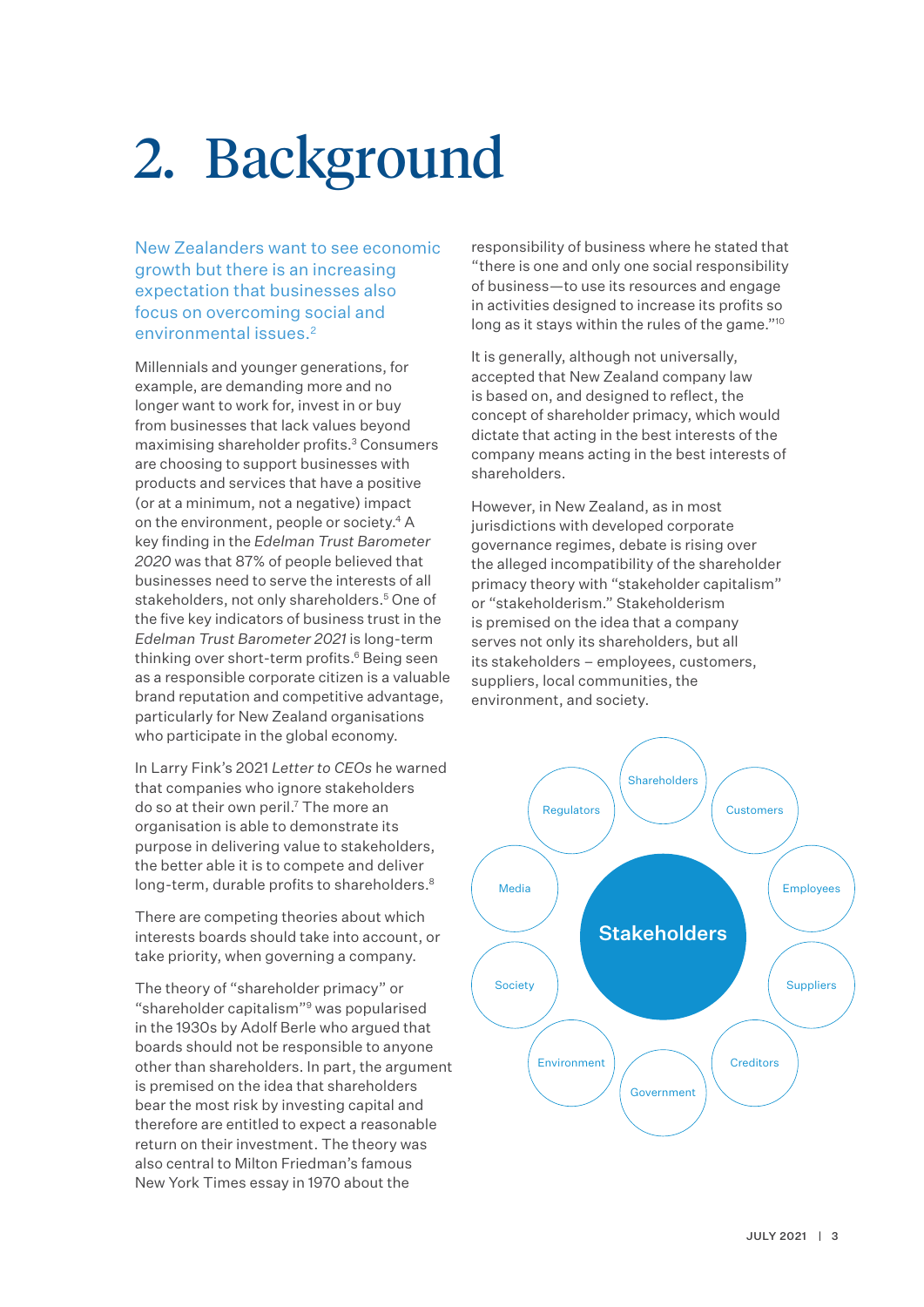# 2. Background

New Zealanders want to see economic growth but there is an increasing expectation that businesses also focus on overcoming social and environmental issues.[2]

Millennials and younger generations, for example, are demanding more and no longer want to work for, invest in or buy from businesses that lack values beyond maximising shareholder profits.[3] Consumers are choosing to support businesses with products and services that have a positive (or at a minimum, not a negative) impact on the environment, people or society.[4] A key finding in the *Edelman Trust Barometer 2020* was that 87% of people believed that businesses need to serve the interests of all stakeholders, not only shareholders.[5] One of the five key indicators of business trust in the *Edelman Trust Barometer 2021* is long-term thinking over short-term profits.[6] Being seen as a responsible corporate citizen is a valuable brand reputation and competitive advantage, particularly for New Zealand organisations who participate in the global economy.

In Larry Fink's 2021 *Letter to CEOs* he warned that companies who ignore stakeholders do so at their own peril.[7] The more an organisation is able to demonstrate its purpose in delivering value to stakeholders, the better able it is to compete and deliver long-term, durable profits to shareholders.[8]

There are competing theories about which interests boards should take into account, or take priority, when governing a company.

The theory of "shareholder primacy" or "shareholder capitalism"[9] was popularised in the 1930s by Adolf Berle who argued that boards should not be responsible to anyone other than shareholders. In part, the argument is premised on the idea that shareholders bear the most risk by investing capital and therefore are entitled to expect a reasonable return on their investment. The theory was also central to Milton Friedman's famous New York Times essay in 1970 about the responsibility of business where he stated that "there is one and only one social responsibility of business—to use its resources and engage in activities designed to increase its profits so long as it stays within the rules of the game."[10]

It is generally, although not universally, accepted that New Zealand company law is based on, and designed to reflect, the concept of shareholder primacy, which would dictate that acting in the best interests of the company means acting in the best interests of shareholders.

However, in New Zealand, as in most jurisdictions with developed corporate governance regimes, debate is rising over the alleged incompatibility of the shareholder primacy theory with "stakeholder capitalism" or "stakeholderism." Stakeholderism is premised on the idea that a company serves not only its shareholders, but all its stakeholders – employees, customers, suppliers, local communities, the environment, and society.

Stakeholders: Shareholders, Customers, Employees, Suppliers, Creditors, Government, Environment, Society, Media, Regulators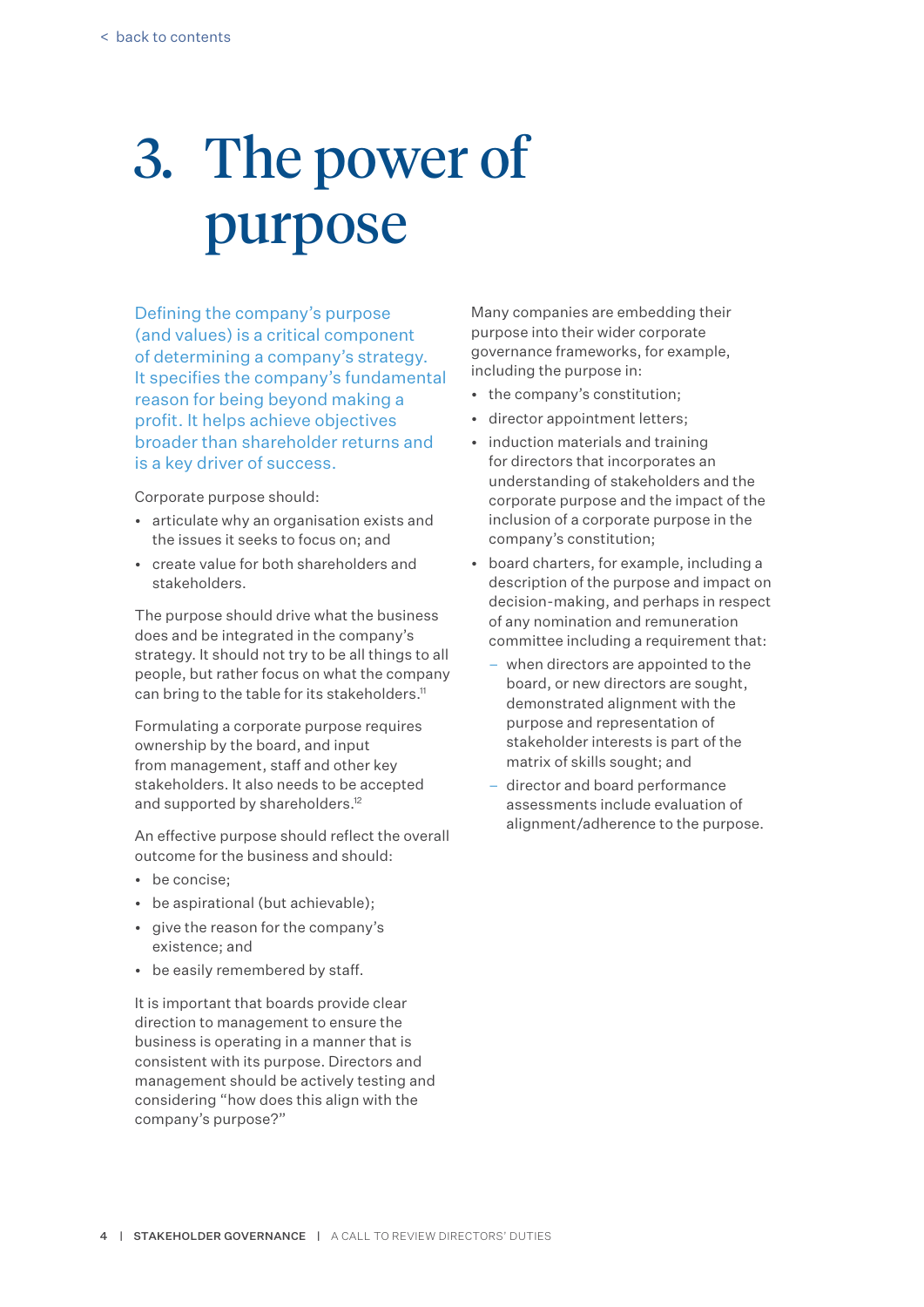# 3. The power of purpose

Defining the company's purpose (and values) is a critical component of determining a company's strategy. It specifies the company's fundamental reason for being beyond making a profit. It helps achieve objectives broader than shareholder returns and is a key driver of success.

Corporate purpose should:

- articulate why an organisation exists and the issues it seeks to focus on; and
- create value for both shareholders and stakeholders.

The purpose should drive what the business does and be integrated in the company's strategy. It should not try to be all things to all people, but rather focus on what the company can bring to the table for its stakeholders.[11]

Formulating a corporate purpose requires ownership by the board, and input from management, staff and other key stakeholders. It also needs to be accepted and supported by shareholders.[12]

An effective purpose should reflect the overall outcome for the business and should:

- be concise;
- be aspirational (but achievable);
- give the reason for the company's existence; and
- be easily remembered by staff.

It is important that boards provide clear direction to management to ensure the business is operating in a manner that is consistent with its purpose. Directors and management should be actively testing and considering "how does this align with the company's purpose?"

Many companies are embedding their purpose into their wider corporate governance frameworks, for example, including the purpose in:

- the company's constitution;
- director appointment letters;
- induction materials and training for directors that incorporates an understanding of stakeholders and the corporate purpose and the impact of the inclusion of a corporate purpose in the company's constitution;
- board charters, for example, including a description of the purpose and impact on decision-making, and perhaps in respect of any nomination and remuneration committee including a requirement that:
  - when directors are appointed to the board, or new directors are sought, demonstrated alignment with the purpose and representation of stakeholder interests is part of the matrix of skills sought; and
  - director and board performance assessments include evaluation of alignment/adherence to the purpose.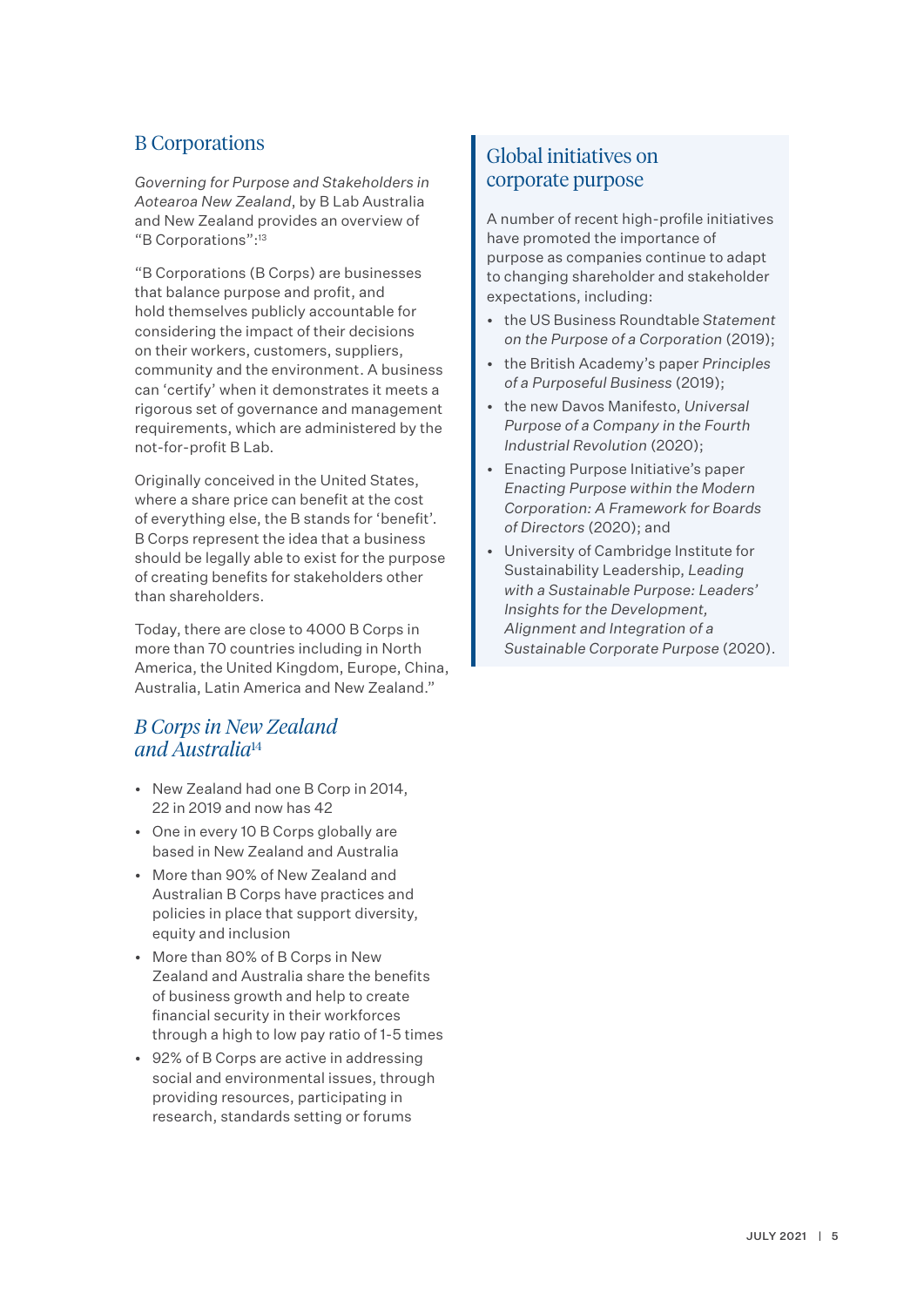## B Corporations

*Governing for Purpose and Stakeholders in Aotearoa New Zealand*, by B Lab Australia and New Zealand provides an overview of "B Corporations":[13]

"B Corporations (B Corps) are businesses that balance purpose and profit, and hold themselves publicly accountable for considering the impact of their decisions on their workers, customers, suppliers, community and the environment. A business can 'certify' when it demonstrates it meets a rigorous set of governance and management requirements, which are administered by the not-for-profit B Lab.

Originally conceived in the United States, where a share price can benefit at the cost of everything else, the B stands for 'benefit'. B Corps represent the idea that a business should be legally able to exist for the purpose of creating benefits for stakeholders other than shareholders.

Today, there are close to 4000 B Corps in more than 70 countries including in North America, the United Kingdom, Europe, China, Australia, Latin America and New Zealand."

### *B Corps in New Zealand and Australia*[14]

- New Zealand had one B Corp in 2014, 22 in 2019 and now has 42
- One in every 10 B Corps globally are based in New Zealand and Australia
- More than 90% of New Zealand and Australian B Corps have practices and policies in place that support diversity, equity and inclusion
- More than 80% of B Corps in New Zealand and Australia share the benefits of business growth and help to create financial security in their workforces through a high to low pay ratio of 1-5 times
- 92% of B Corps are active in addressing social and environmental issues, through providing resources, participating in research, standards setting or forums

## Global initiatives on corporate purpose

A number of recent high-profile initiatives have promoted the importance of purpose as companies continue to adapt to changing shareholder and stakeholder expectations, including:

- the US Business Roundtable *Statement on the Purpose of a Corporation* (2019);
- the British Academy's paper *Principles of a Purposeful Business* (2019);
- the new Davos Manifesto, *Universal Purpose of a Company in the Fourth Industrial Revolution* (2020);
- Enacting Purpose Initiative's paper *Enacting Purpose within the Modern Corporation: A Framework for Boards of Directors* (2020); and
- University of Cambridge Institute for Sustainability Leadership, *Leading with a Sustainable Purpose: Leaders' Insights for the Development, Alignment and Integration of a Sustainable Corporate Purpose* (2020).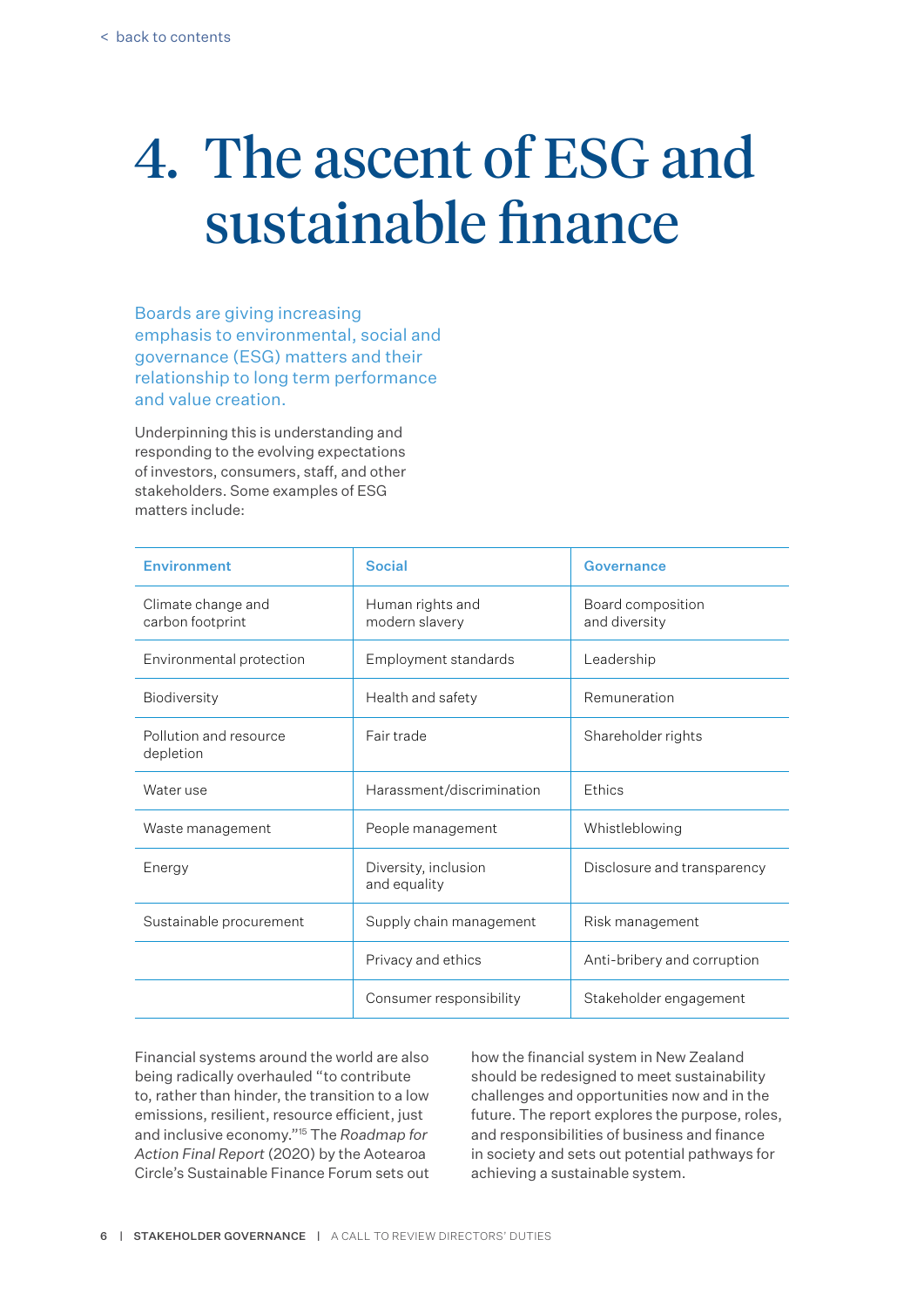# 4. The ascent of ESG and sustainable finance

Boards are giving increasing emphasis to environmental, social and governance (ESG) matters and their relationship to long term performance and value creation.

Underpinning this is understanding and responding to the evolving expectations of investors, consumers, staff, and other stakeholders. Some examples of ESG matters include:

| Environment | Social | Governance |
|---|---|---|
| Climate change and carbon footprint | Human rights and modern slavery | Board composition and diversity |
| Environmental protection | Employment standards | Leadership |
| Biodiversity | Health and safety | Remuneration |
| Pollution and resource depletion | Fair trade | Shareholder rights |
| Water use | Harassment/discrimination | Ethics |
| Waste management | People management | Whistleblowing |
| Energy | Diversity, inclusion and equality | Disclosure and transparency |
| Sustainable procurement | Supply chain management | Risk management |
| | Privacy and ethics | Anti-bribery and corruption |
| | Consumer responsibility | Stakeholder engagement |

Financial systems around the world are also being radically overhauled "to contribute to, rather than hinder, the transition to a low emissions, resilient, resource efficient, just and inclusive economy."[15] The *Roadmap for Action Final Report* (2020) by the Aotearoa Circle's Sustainable Finance Forum sets out how the financial system in New Zealand should be redesigned to meet sustainability challenges and opportunities now and in the future. The report explores the purpose, roles, and responsibilities of business and finance in society and sets out potential pathways for achieving a sustainable system.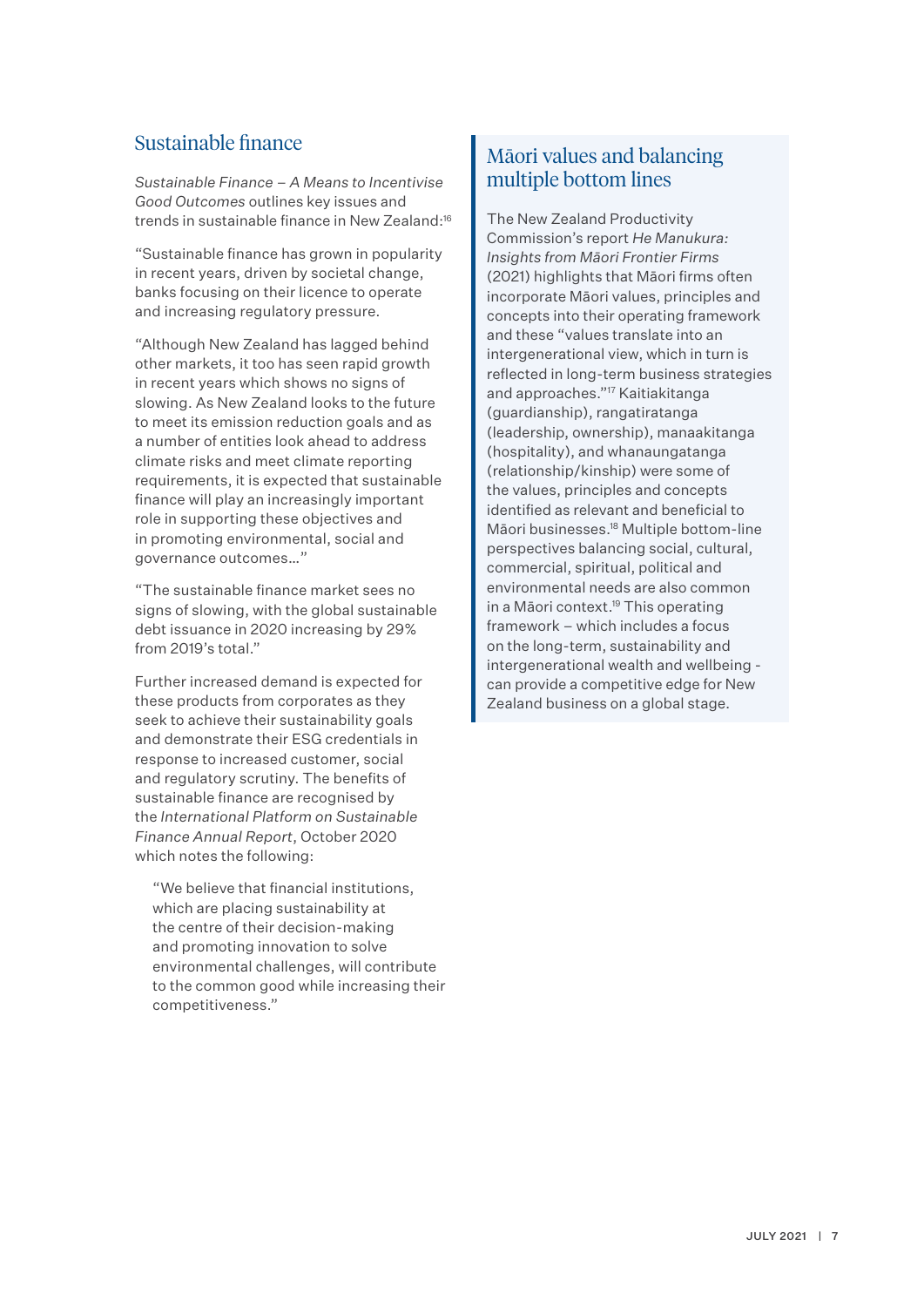## Sustainable finance

*Sustainable Finance – A Means to Incentivise Good Outcomes* outlines key issues and trends in sustainable finance in New Zealand:[16]

"Sustainable finance has grown in popularity in recent years, driven by societal change, banks focusing on their licence to operate and increasing regulatory pressure.

"Although New Zealand has lagged behind other markets, it too has seen rapid growth in recent years which shows no signs of slowing. As New Zealand looks to the future to meet its emission reduction goals and as a number of entities look ahead to address climate risks and meet climate reporting requirements, it is expected that sustainable finance will play an increasingly important role in supporting these objectives and in promoting environmental, social and governance outcomes..."

"The sustainable finance market sees no signs of slowing, with the global sustainable debt issuance in 2020 increasing by 29% from 2019's total."

Further increased demand is expected for these products from corporates as they seek to achieve their sustainability goals and demonstrate their ESG credentials in response to increased customer, social and regulatory scrutiny. The benefits of sustainable finance are recognised by the *International Platform on Sustainable Finance Annual Report*, October 2020 which notes the following:

> "We believe that financial institutions, which are placing sustainability at the centre of their decision-making and promoting innovation to solve environmental challenges, will contribute to the common good while increasing their competitiveness."

## Māori values and balancing multiple bottom lines

The New Zealand Productivity Commission's report *He Manukura: Insights from Māori Frontier Firms* (2021) highlights that Māori firms often incorporate Māori values, principles and concepts into their operating framework and these "values translate into an intergenerational view, which in turn is reflected in long-term business strategies and approaches."[17] Kaitiakitanga (guardianship), rangatiratanga (leadership, ownership), manaakitanga (hospitality), and whanaungatanga (relationship/kinship) were some of the values, principles and concepts identified as relevant and beneficial to Māori businesses.[18] Multiple bottom-line perspectives balancing social, cultural, commercial, spiritual, political and environmental needs are also common in a Māori context.[19] This operating framework – which includes a focus on the long-term, sustainability and intergenerational wealth and wellbeing - can provide a competitive edge for New Zealand business on a global stage.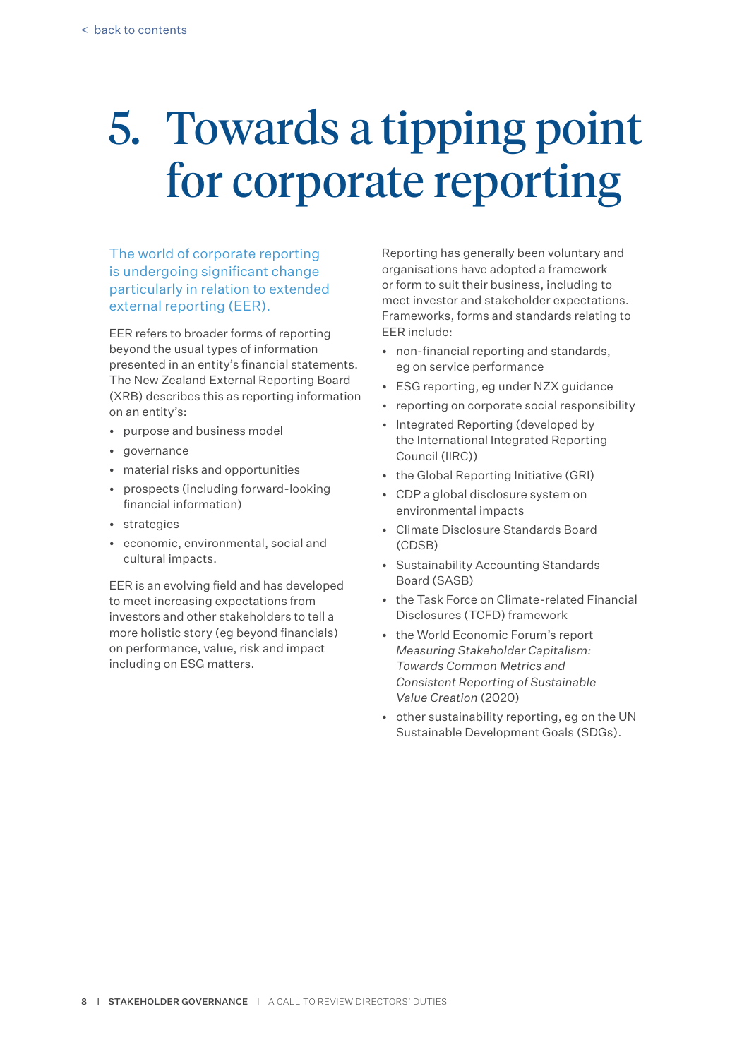# 5. Towards a tipping point for corporate reporting

The world of corporate reporting is undergoing significant change particularly in relation to extended external reporting (EER).

EER refers to broader forms of reporting beyond the usual types of information presented in an entity's financial statements. The New Zealand External Reporting Board (XRB) describes this as reporting information on an entity's:

- purpose and business model
- governance
- material risks and opportunities
- prospects (including forward-looking financial information)
- strategies
- economic, environmental, social and cultural impacts.

EER is an evolving field and has developed to meet increasing expectations from investors and other stakeholders to tell a more holistic story (eg beyond financials) on performance, value, risk and impact including on ESG matters.

Reporting has generally been voluntary and organisations have adopted a framework or form to suit their business, including to meet investor and stakeholder expectations. Frameworks, forms and standards relating to EER include:

- non-financial reporting and standards, eg on service performance
- ESG reporting, eg under NZX guidance
- reporting on corporate social responsibility
- Integrated Reporting (developed by the International Integrated Reporting Council (IIRC))
- the Global Reporting Initiative (GRI)
- CDP a global disclosure system on environmental impacts
- Climate Disclosure Standards Board (CDSB)
- Sustainability Accounting Standards Board (SASB)
- the Task Force on Climate-related Financial Disclosures (TCFD) framework
- the World Economic Forum's report *Measuring Stakeholder Capitalism: Towards Common Metrics and Consistent Reporting of Sustainable Value Creation* (2020)
- other sustainability reporting, eg on the UN Sustainable Development Goals (SDGs).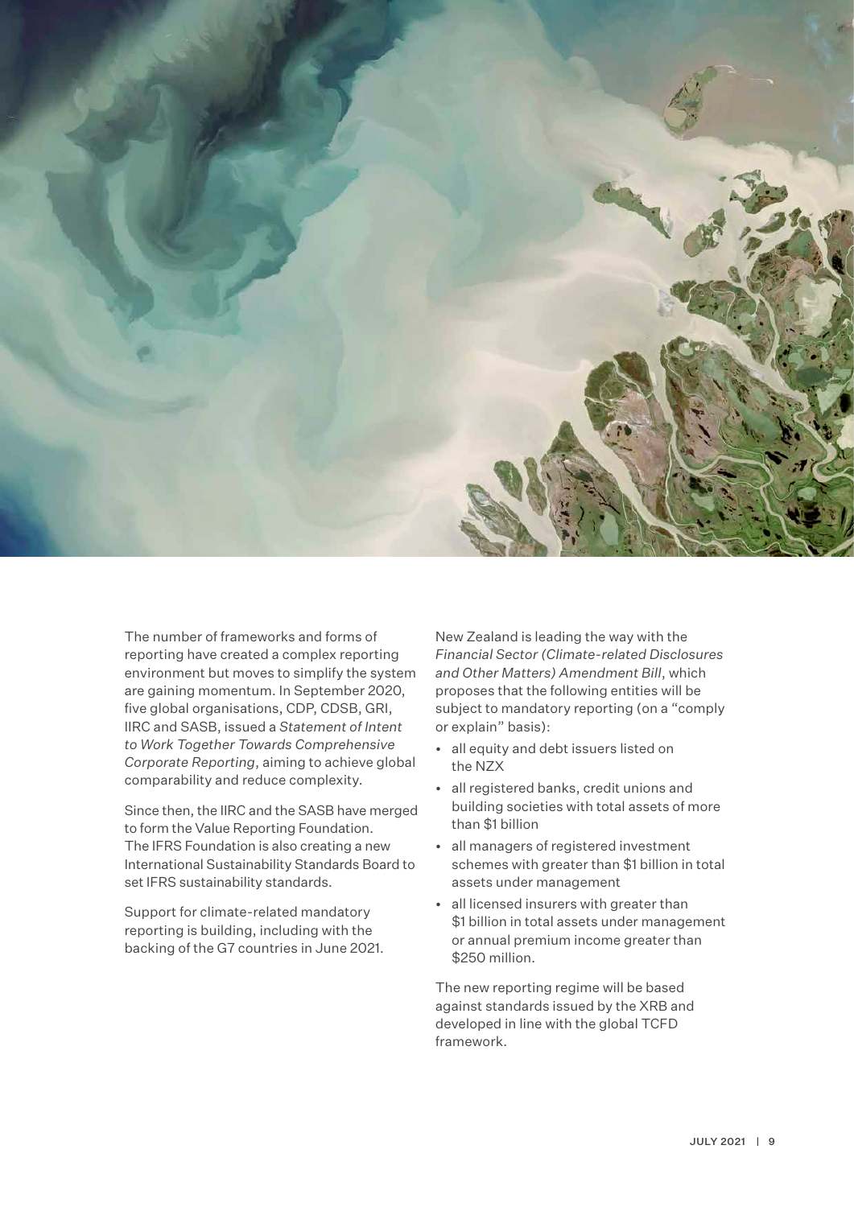The number of frameworks and forms of reporting have created a complex reporting environment but moves to simplify the system are gaining momentum. In September 2020, five global organisations, CDP, CDSB, GRI, IIRC and SASB, issued a *Statement of Intent to Work Together Towards Comprehensive Corporate Reporting*, aiming to achieve global comparability and reduce complexity.

Since then, the IIRC and the SASB have merged to form the Value Reporting Foundation. The IFRS Foundation is also creating a new International Sustainability Standards Board to set IFRS sustainability standards.

Support for climate-related mandatory reporting is building, including with the backing of the G7 countries in June 2021.

New Zealand is leading the way with the *Financial Sector (Climate-related Disclosures and Other Matters) Amendment Bill*, which proposes that the following entities will be subject to mandatory reporting (on a "comply or explain" basis):

- all equity and debt issuers listed on the NZX
- all registered banks, credit unions and building societies with total assets of more than $1 billion
- all managers of registered investment schemes with greater than $1 billion in total assets under management
- all licensed insurers with greater than $1 billion in total assets under management or annual premium income greater than $250 million.

The new reporting regime will be based against standards issued by the XRB and developed in line with the global TCFD framework.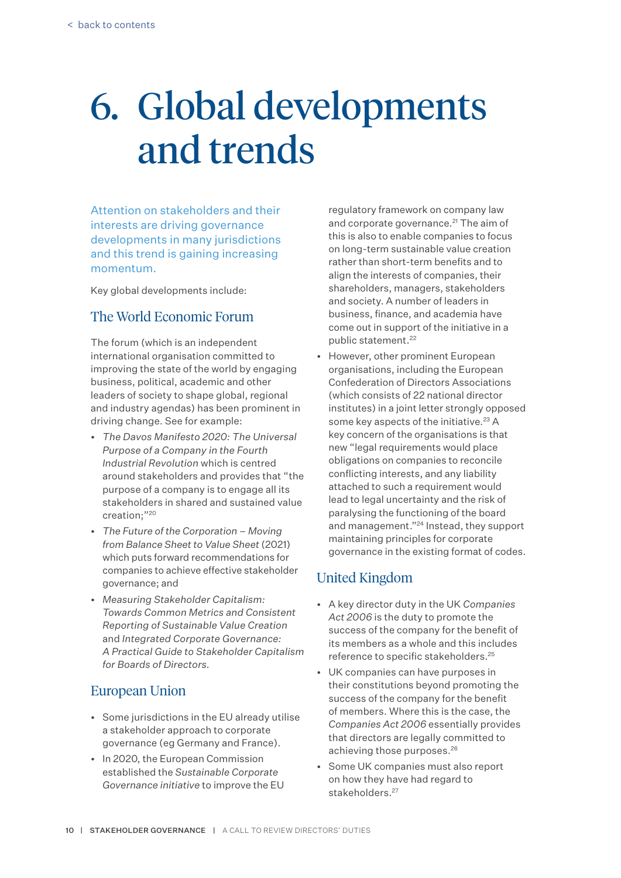# 6. Global developments and trends

Attention on stakeholders and their interests are driving governance developments in many jurisdictions and this trend is gaining increasing momentum.

Key global developments include:

## The World Economic Forum

The forum (which is an independent international organisation committed to improving the state of the world by engaging business, political, academic and other leaders of society to shape global, regional and industry agendas) has been prominent in driving change. See for example:

- *The Davos Manifesto 2020: The Universal Purpose of a Company in the Fourth Industrial Revolution* which is centred around stakeholders and provides that "the purpose of a company is to engage all its stakeholders in shared and sustained value creation;"[20]
- *The Future of the Corporation – Moving from Balance Sheet to Value Sheet* (2021) which puts forward recommendations for companies to achieve effective stakeholder governance; and
- *Measuring Stakeholder Capitalism: Towards Common Metrics and Consistent Reporting of Sustainable Value Creation* and *Integrated Corporate Governance: A Practical Guide to Stakeholder Capitalism for Boards of Directors*.

## European Union

- Some jurisdictions in the EU already utilise a stakeholder approach to corporate governance (eg Germany and France).
- In 2020, the European Commission established the *Sustainable Corporate Governance initiative* to improve the EU regulatory framework on company law and corporate governance.[21] The aim of this is also to enable companies to focus on long-term sustainable value creation rather than short-term benefits and to align the interests of companies, their shareholders, managers, stakeholders and society. A number of leaders in business, finance, and academia have come out in support of the initiative in a public statement.[22]
- However, other prominent European organisations, including the European Confederation of Directors Associations (which consists of 22 national director institutes) in a joint letter strongly opposed some key aspects of the initiative.[23] A key concern of the organisations is that new "legal requirements would place obligations on companies to reconcile conflicting interests, and any liability attached to such a requirement would lead to legal uncertainty and the risk of paralysing the functioning of the board and management."[24] Instead, they support maintaining principles for corporate governance in the existing format of codes.

## United Kingdom

- A key director duty in the UK *Companies Act 2006* is the duty to promote the success of the company for the benefit of its members as a whole and this includes reference to specific stakeholders.[25]
- UK companies can have purposes in their constitutions beyond promoting the success of the company for the benefit of members. Where this is the case, the *Companies Act 2006* essentially provides that directors are legally committed to achieving those purposes.[26]
- Some UK companies must also report on how they have had regard to stakeholders.[27]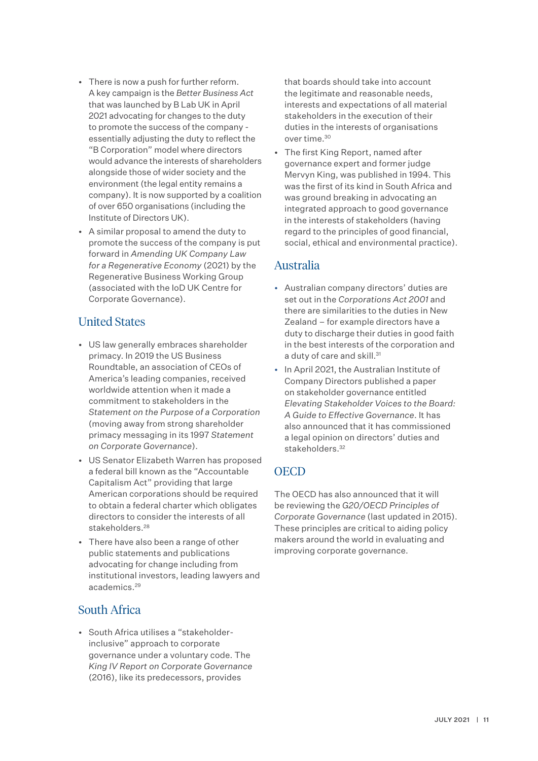- There is now a push for further reform. A key campaign is the *Better Business Act* that was launched by B Lab UK in April 2021 advocating for changes to the duty to promote the success of the company - essentially adjusting the duty to reflect the "B Corporation" model where directors would advance the interests of shareholders alongside those of wider society and the environment (the legal entity remains a company). It is now supported by a coalition of over 650 organisations (including the Institute of Directors UK).
- A similar proposal to amend the duty to promote the success of the company is put forward in *Amending UK Company Law for a Regenerative Economy* (2021) by the Regenerative Business Working Group (associated with the IoD UK Centre for Corporate Governance).

## United States

- US law generally embraces shareholder primacy. In 2019 the US Business Roundtable, an association of CEOs of America's leading companies, received worldwide attention when it made a commitment to stakeholders in the *Statement on the Purpose of a Corporation* (moving away from strong shareholder primacy messaging in its 1997 *Statement on Corporate Governance*).
- US Senator Elizabeth Warren has proposed a federal bill known as the "Accountable Capitalism Act" providing that large American corporations should be required to obtain a federal charter which obligates directors to consider the interests of all stakeholders.[28]
- There have also been a range of other public statements and publications advocating for change including from institutional investors, leading lawyers and academics.[29]

## South Africa

- South Africa utilises a "stakeholder-inclusive" approach to corporate governance under a voluntary code. The *King IV Report on Corporate Governance* (2016), like its predecessors, provides that boards should take into account the legitimate and reasonable needs, interests and expectations of all material stakeholders in the execution of their duties in the interests of organisations over time.[30]
- The first King Report, named after governance expert and former judge Mervyn King, was published in 1994. This was the first of its kind in South Africa and was ground breaking in advocating an integrated approach to good governance in the interests of stakeholders (having regard to the principles of good financial, social, ethical and environmental practice).

## Australia

- Australian company directors' duties are set out in the *Corporations Act 2001* and there are similarities to the duties in New Zealand – for example directors have a duty to discharge their duties in good faith in the best interests of the corporation and a duty of care and skill.[31]
- In April 2021, the Australian Institute of Company Directors published a paper on stakeholder governance entitled *Elevating Stakeholder Voices to the Board: A Guide to Effective Governance*. It has also announced that it has commissioned a legal opinion on directors' duties and stakeholders.[32]

## OECD

The OECD has also announced that it will be reviewing the *G20/OECD Principles of Corporate Governance* (last updated in 2015). These principles are critical to aiding policy makers around the world in evaluating and improving corporate governance.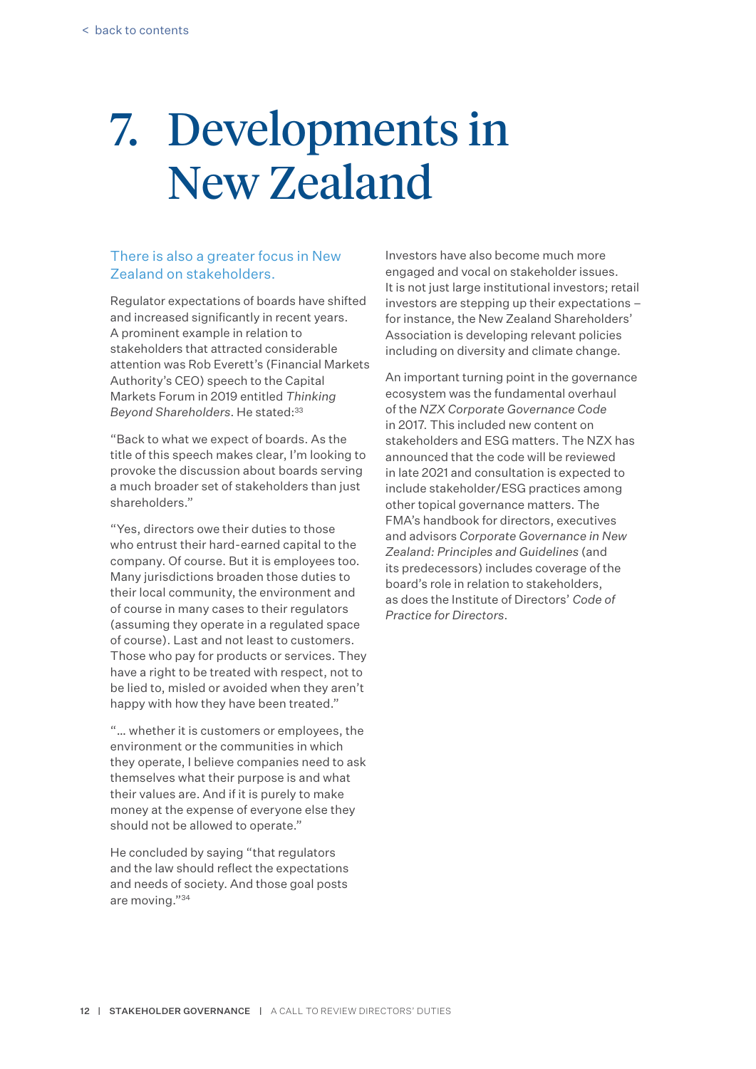# 7. Developments in New Zealand

## There is also a greater focus in New Zealand on stakeholders.

Regulator expectations of boards have shifted and increased significantly in recent years. A prominent example in relation to stakeholders that attracted considerable attention was Rob Everett's (Financial Markets Authority's CEO) speech to the Capital Markets Forum in 2019 entitled *Thinking Beyond Shareholders*. He stated:[33]

"Back to what we expect of boards. As the title of this speech makes clear, I'm looking to provoke the discussion about boards serving a much broader set of stakeholders than just shareholders."

"Yes, directors owe their duties to those who entrust their hard-earned capital to the company. Of course. But it is employees too. Many jurisdictions broaden those duties to their local community, the environment and of course in many cases to their regulators (assuming they operate in a regulated space of course). Last and not least to customers. Those who pay for products or services. They have a right to be treated with respect, not to be lied to, misled or avoided when they aren't happy with how they have been treated."

"… whether it is customers or employees, the environment or the communities in which they operate, I believe companies need to ask themselves what their purpose is and what their values are. And if it is purely to make money at the expense of everyone else they should not be allowed to operate."

He concluded by saying "that regulators and the law should reflect the expectations and needs of society. And those goal posts are moving."[34]

Investors have also become much more engaged and vocal on stakeholder issues. It is not just large institutional investors; retail investors are stepping up their expectations – for instance, the New Zealand Shareholders' Association is developing relevant policies including on diversity and climate change.

An important turning point in the governance ecosystem was the fundamental overhaul of the *NZX Corporate Governance Code* in 2017. This included new content on stakeholders and ESG matters. The NZX has announced that the code will be reviewed in late 2021 and consultation is expected to include stakeholder/ESG practices among other topical governance matters. The FMA's handbook for directors, executives and advisors *Corporate Governance in New Zealand: Principles and Guidelines* (and its predecessors) includes coverage of the board's role in relation to stakeholders, as does the Institute of Directors' *Code of Practice for Directors*.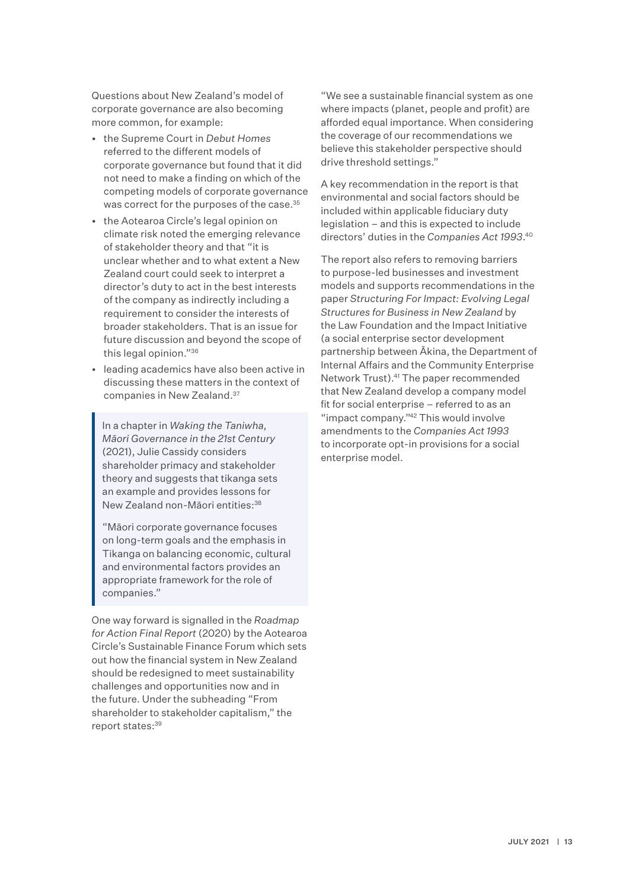Questions about New Zealand's model of corporate governance are also becoming more common, for example:

- the Supreme Court in *Debut Homes* referred to the different models of corporate governance but found that it did not need to make a finding on which of the competing models of corporate governance was correct for the purposes of the case.[35]
- the Aotearoa Circle's legal opinion on climate risk noted the emerging relevance of stakeholder theory and that "it is unclear whether and to what extent a New Zealand court could seek to interpret a director's duty to act in the best interests of the company as indirectly including a requirement to consider the interests of broader stakeholders. That is an issue for future discussion and beyond the scope of this legal opinion."[36]
- leading academics have also been active in discussing these matters in the context of companies in New Zealand.[37]

> In a chapter in *Waking the Taniwha, Māori Governance in the 21st Century* (2021), Julie Cassidy considers shareholder primacy and stakeholder theory and suggests that tikanga sets an example and provides lessons for New Zealand non-Māori entities:[38]
>
> "Māori corporate governance focuses on long-term goals and the emphasis in Tikanga on balancing economic, cultural and environmental factors provides an appropriate framework for the role of companies."

One way forward is signalled in the *Roadmap for Action Final Report* (2020) by the Aotearoa Circle's Sustainable Finance Forum which sets out how the financial system in New Zealand should be redesigned to meet sustainability challenges and opportunities now and in the future. Under the subheading "From shareholder to stakeholder capitalism," the report states:[39]

"We see a sustainable financial system as one where impacts (planet, people and profit) are afforded equal importance. When considering the coverage of our recommendations we believe this stakeholder perspective should drive threshold settings."

A key recommendation in the report is that environmental and social factors should be included within applicable fiduciary duty legislation – and this is expected to include directors' duties in the *Companies Act 1993*.[40]

The report also refers to removing barriers to purpose-led businesses and investment models and supports recommendations in the paper *Structuring For Impact: Evolving Legal Structures for Business in New Zealand* by the Law Foundation and the Impact Initiative (a social enterprise sector development partnership between Ākina, the Department of Internal Affairs and the Community Enterprise Network Trust).[41] The paper recommended that New Zealand develop a company model fit for social enterprise – referred to as an "impact company."[42] This would involve amendments to the *Companies Act 1993* to incorporate opt-in provisions for a social enterprise model.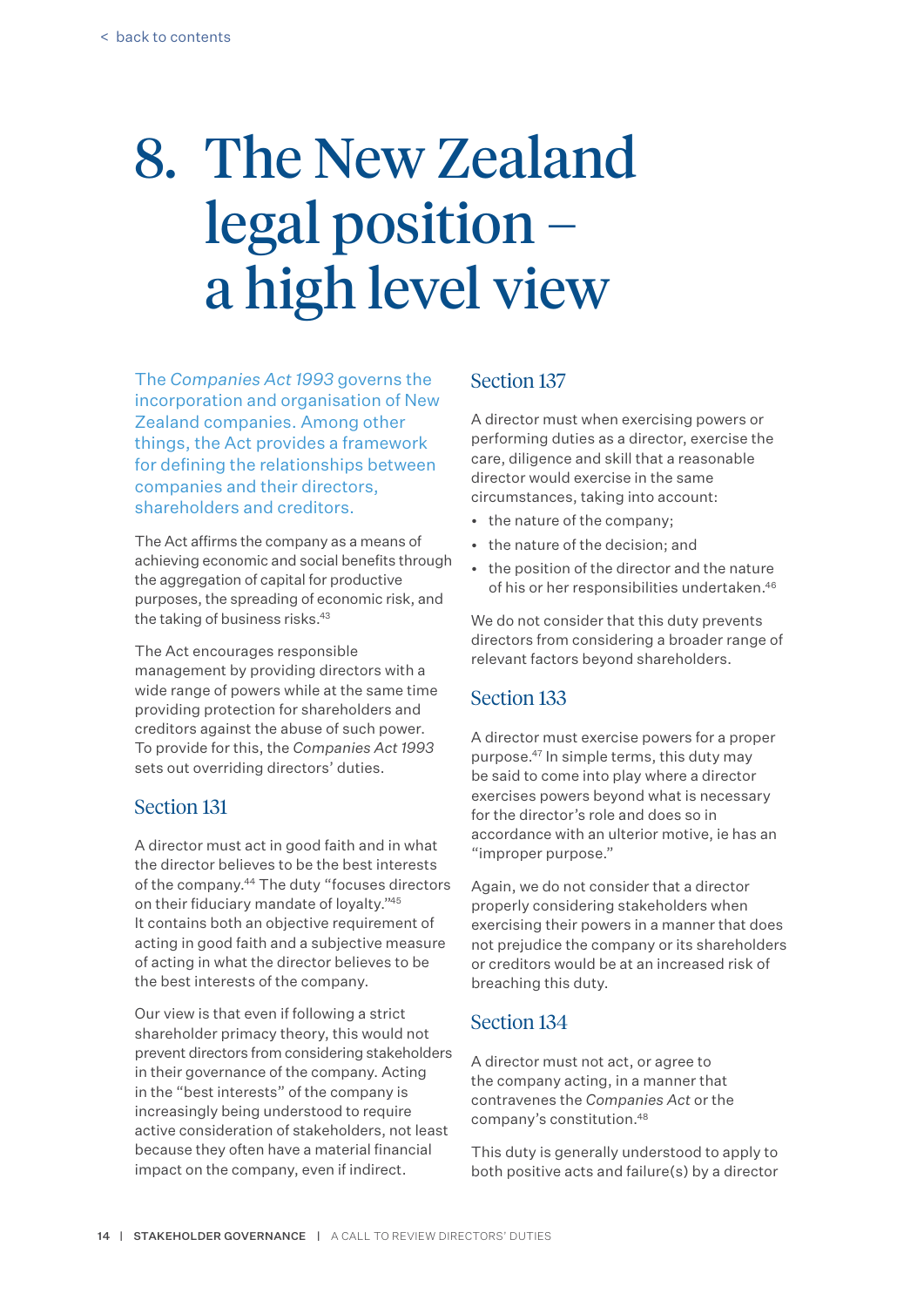# 8. The New Zealand legal position – a high level view

The *Companies Act 1993* governs the incorporation and organisation of New Zealand companies. Among other things, the Act provides a framework for defining the relationships between companies and their directors, shareholders and creditors.

The Act affirms the company as a means of achieving economic and social benefits through the aggregation of capital for productive purposes, the spreading of economic risk, and the taking of business risks.[43]

The Act encourages responsible management by providing directors with a wide range of powers while at the same time providing protection for shareholders and creditors against the abuse of such power. To provide for this, the *Companies Act 1993* sets out overriding directors' duties.

## Section 131

A director must act in good faith and in what the director believes to be the best interests of the company.[44] The duty "focuses directors on their fiduciary mandate of loyalty."[45] It contains both an objective requirement of acting in good faith and a subjective measure of acting in what the director believes to be the best interests of the company.

Our view is that even if following a strict shareholder primacy theory, this would not prevent directors from considering stakeholders in their governance of the company. Acting in the "best interests" of the company is increasingly being understood to require active consideration of stakeholders, not least because they often have a material financial impact on the company, even if indirect.

## Section 137

A director must when exercising powers or performing duties as a director, exercise the care, diligence and skill that a reasonable director would exercise in the same circumstances, taking into account:

- the nature of the company;
- the nature of the decision; and
- the position of the director and the nature of his or her responsibilities undertaken.[46]

We do not consider that this duty prevents directors from considering a broader range of relevant factors beyond shareholders.

## Section 133

A director must exercise powers for a proper purpose.[47] In simple terms, this duty may be said to come into play where a director exercises powers beyond what is necessary for the director's role and does so in accordance with an ulterior motive, ie has an "improper purpose."

Again, we do not consider that a director properly considering stakeholders when exercising their powers in a manner that does not prejudice the company or its shareholders or creditors would be at an increased risk of breaching this duty.

## Section 134

A director must not act, or agree to the company acting, in a manner that contravenes the *Companies Act* or the company's constitution.[48]

This duty is generally understood to apply to both positive acts and failure(s) by a director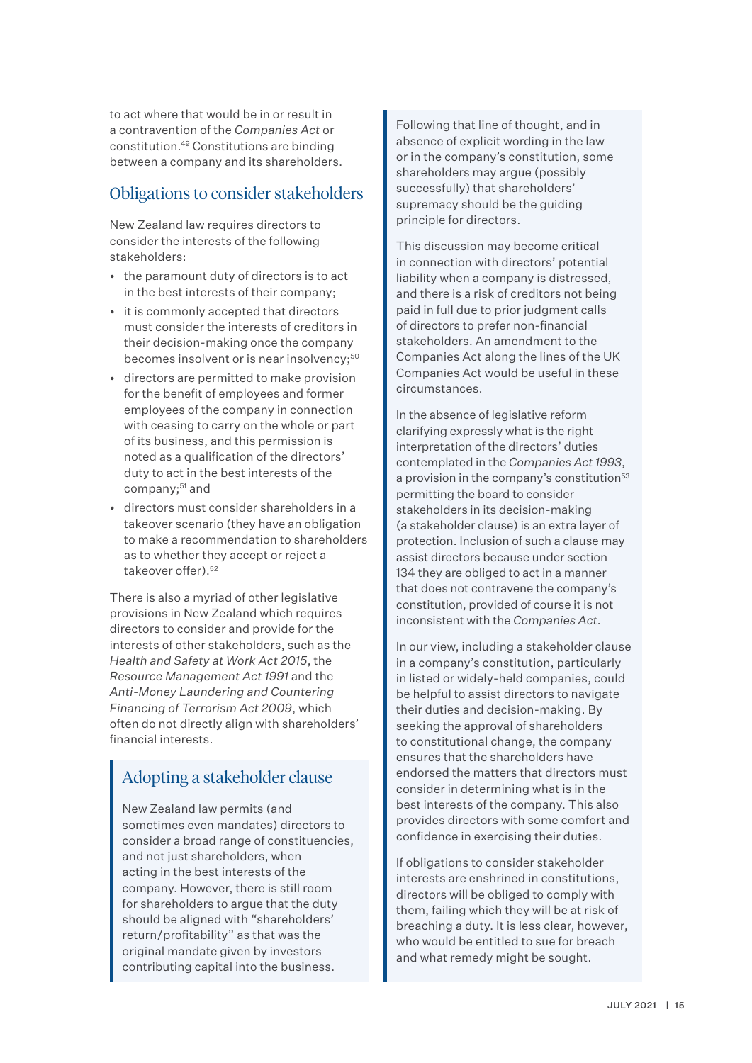to act where that would be in or result in a contravention of the *Companies Act* or constitution.[49] Constitutions are binding between a company and its shareholders.

## Obligations to consider stakeholders

New Zealand law requires directors to consider the interests of the following stakeholders:

- the paramount duty of directors is to act in the best interests of their company;
- it is commonly accepted that directors must consider the interests of creditors in their decision-making once the company becomes insolvent or is near insolvency;[50]
- directors are permitted to make provision for the benefit of employees and former employees of the company in connection with ceasing to carry on the whole or part of its business, and this permission is noted as a qualification of the directors' duty to act in the best interests of the company;[51] and
- directors must consider shareholders in a takeover scenario (they have an obligation to make a recommendation to shareholders as to whether they accept or reject a takeover offer).[52]

There is also a myriad of other legislative provisions in New Zealand which requires directors to consider and provide for the interests of other stakeholders, such as the *Health and Safety at Work Act 2015*, the *Resource Management Act 1991* and the *Anti-Money Laundering and Countering Financing of Terrorism Act 2009*, which often do not directly align with shareholders' financial interests.

## Adopting a stakeholder clause

New Zealand law permits (and sometimes even mandates) directors to consider a broad range of constituencies, and not just shareholders, when acting in the best interests of the company. However, there is still room for shareholders to argue that the duty should be aligned with "shareholders' return/profitability" as that was the original mandate given by investors contributing capital into the business.

Following that line of thought, and in absence of explicit wording in the law or in the company's constitution, some shareholders may argue (possibly successfully) that shareholders' supremacy should be the guiding principle for directors.

This discussion may become critical in connection with directors' potential liability when a company is distressed, and there is a risk of creditors not being paid in full due to prior judgment calls of directors to prefer non-financial stakeholders. An amendment to the Companies Act along the lines of the UK Companies Act would be useful in these circumstances.

In the absence of legislative reform clarifying expressly what is the right interpretation of the directors' duties contemplated in the *Companies Act 1993*, a provision in the company's constitution[53] permitting the board to consider stakeholders in its decision-making (a stakeholder clause) is an extra layer of protection. Inclusion of such a clause may assist directors because under section 134 they are obliged to act in a manner that does not contravene the company's constitution, provided of course it is not inconsistent with the *Companies Act*.

In our view, including a stakeholder clause in a company's constitution, particularly in listed or widely-held companies, could be helpful to assist directors to navigate their duties and decision-making. By seeking the approval of shareholders to constitutional change, the company ensures that the shareholders have endorsed the matters that directors must consider in determining what is in the best interests of the company. This also provides directors with some comfort and confidence in exercising their duties.

If obligations to consider stakeholder interests are enshrined in constitutions, directors will be obliged to comply with them, failing which they will be at risk of breaching a duty. It is less clear, however, who would be entitled to sue for breach and what remedy might be sought.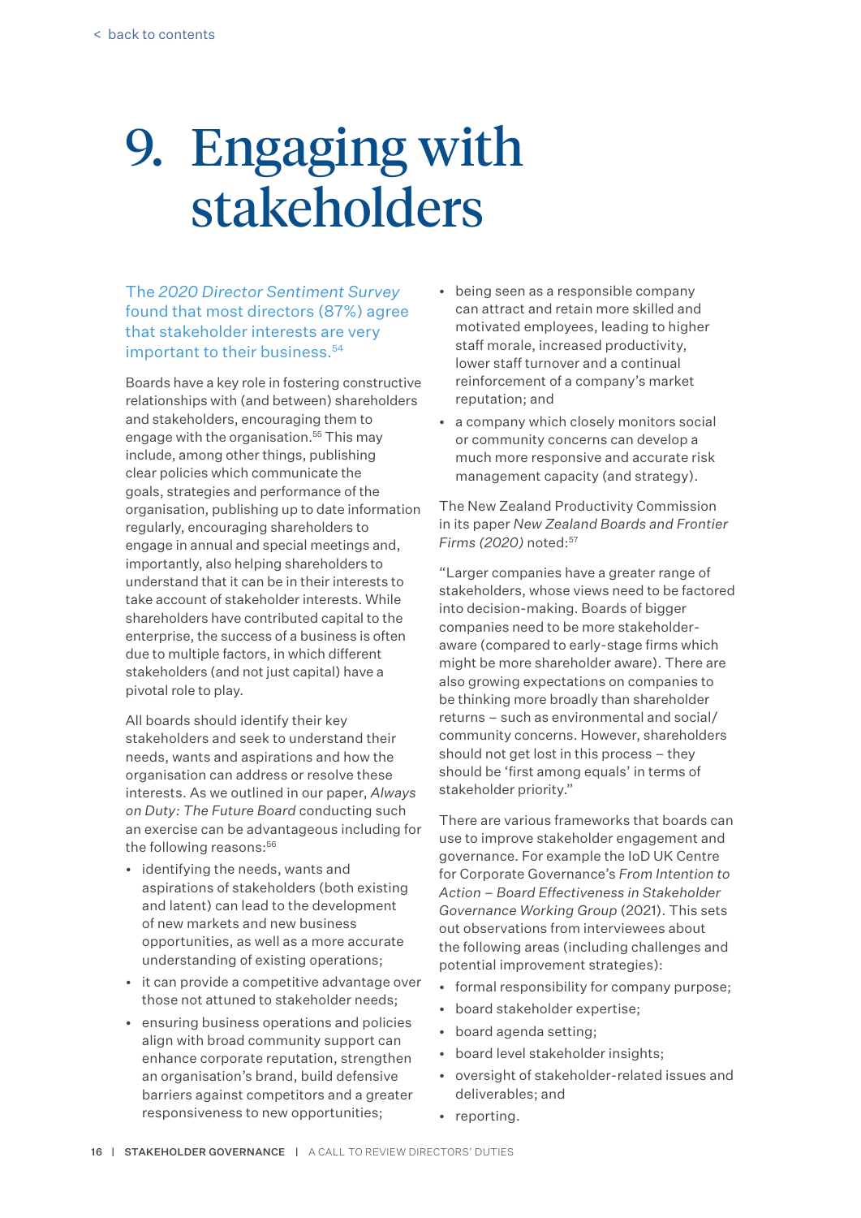# 9. Engaging with stakeholders

The *2020 Director Sentiment Survey* found that most directors (87%) agree that stakeholder interests are very important to their business.[54]

Boards have a key role in fostering constructive relationships with (and between) shareholders and stakeholders, encouraging them to engage with the organisation.[55] This may include, among other things, publishing clear policies which communicate the goals, strategies and performance of the organisation, publishing up to date information regularly, encouraging shareholders to engage in annual and special meetings and, importantly, also helping shareholders to understand that it can be in their interests to take account of stakeholder interests. While shareholders have contributed capital to the enterprise, the success of a business is often due to multiple factors, in which different stakeholders (and not just capital) have a pivotal role to play.

All boards should identify their key stakeholders and seek to understand their needs, wants and aspirations and how the organisation can address or resolve these interests. As we outlined in our paper, *Always on Duty: The Future Board* conducting such an exercise can be advantageous including for the following reasons:[56]

- identifying the needs, wants and aspirations of stakeholders (both existing and latent) can lead to the development of new markets and new business opportunities, as well as a more accurate understanding of existing operations;
- it can provide a competitive advantage over those not attuned to stakeholder needs;
- ensuring business operations and policies align with broad community support can enhance corporate reputation, strengthen an organisation's brand, build defensive barriers against competitors and a greater responsiveness to new opportunities;
- being seen as a responsible company can attract and retain more skilled and motivated employees, leading to higher staff morale, increased productivity, lower staff turnover and a continual reinforcement of a company's market reputation; and
- a company which closely monitors social or community concerns can develop a much more responsive and accurate risk management capacity (and strategy).

The New Zealand Productivity Commission in its paper *New Zealand Boards and Frontier Firms (2020)* noted:[57]

"Larger companies have a greater range of stakeholders, whose views need to be factored into decision-making. Boards of bigger companies need to be more stakeholder-aware (compared to early-stage firms which might be more shareholder aware). There are also growing expectations on companies to be thinking more broadly than shareholder returns – such as environmental and social/community concerns. However, shareholders should not get lost in this process – they should be 'first among equals' in terms of stakeholder priority."

There are various frameworks that boards can use to improve stakeholder engagement and governance. For example the IoD UK Centre for Corporate Governance's *From Intention to Action – Board Effectiveness in Stakeholder Governance Working Group* (2021). This sets out observations from interviewees about the following areas (including challenges and potential improvement strategies):

- formal responsibility for company purpose;
- board stakeholder expertise;
- board agenda setting;
- board level stakeholder insights;
- oversight of stakeholder-related issues and deliverables; and
- reporting.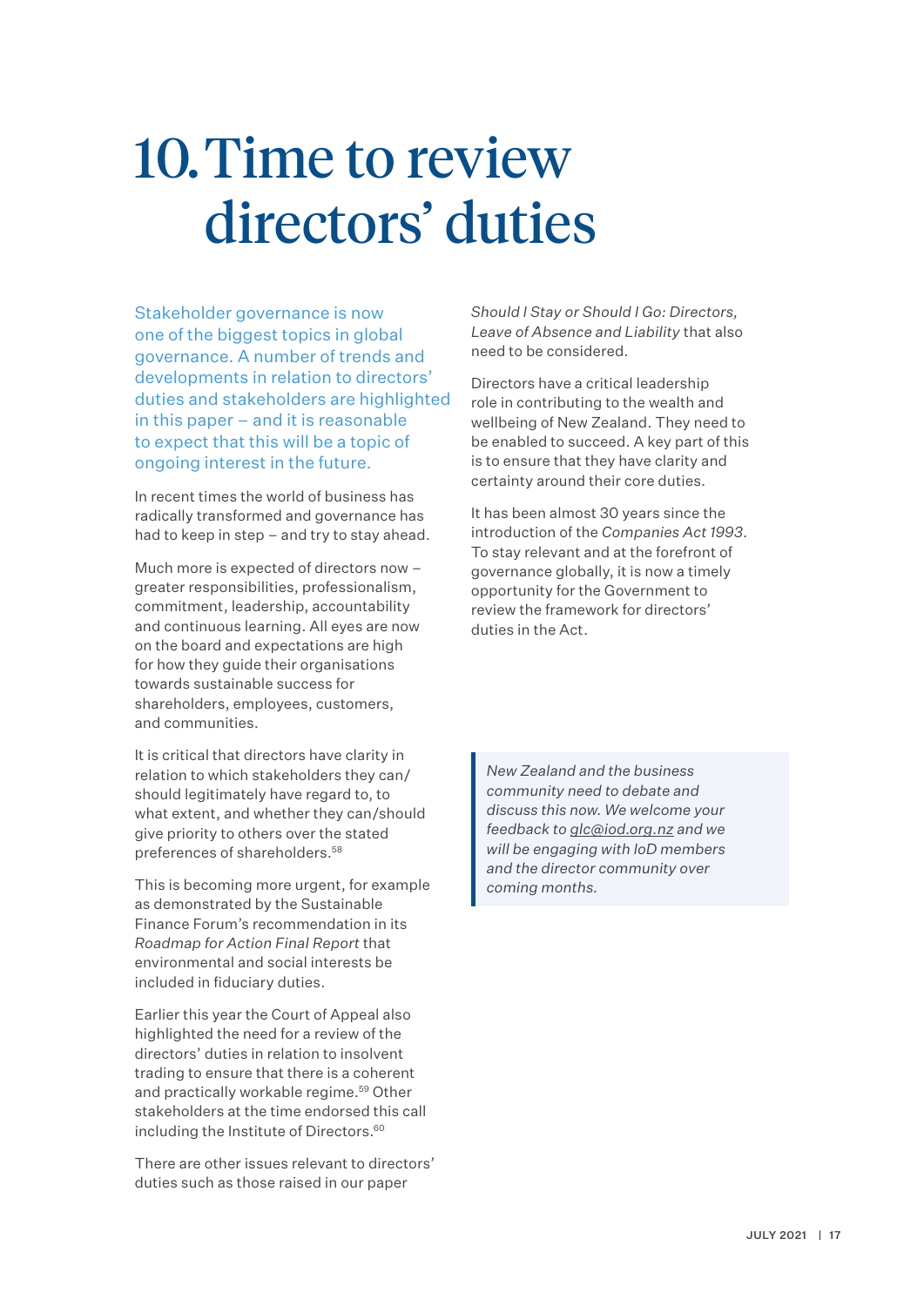# 10. Time to review directors' duties

Stakeholder governance is now one of the biggest topics in global governance. A number of trends and developments in relation to directors' duties and stakeholders are highlighted in this paper – and it is reasonable to expect that this will be a topic of ongoing interest in the future.

In recent times the world of business has radically transformed and governance has had to keep in step – and try to stay ahead.

Much more is expected of directors now – greater responsibilities, professionalism, commitment, leadership, accountability and continuous learning. All eyes are now on the board and expectations are high for how they guide their organisations towards sustainable success for shareholders, employees, customers, and communities.

It is critical that directors have clarity in relation to which stakeholders they can/should legitimately have regard to, to what extent, and whether they can/should give priority to others over the stated preferences of shareholders.[58]

This is becoming more urgent, for example as demonstrated by the Sustainable Finance Forum's recommendation in its *Roadmap for Action Final Report* that environmental and social interests be included in fiduciary duties.

Earlier this year the Court of Appeal also highlighted the need for a review of the directors' duties in relation to insolvent trading to ensure that there is a coherent and practically workable regime.[59] Other stakeholders at the time endorsed this call including the Institute of Directors.[60]

There are other issues relevant to directors' duties such as those raised in our paper *Should I Stay or Should I Go: Directors, Leave of Absence and Liability* that also need to be considered.

Directors have a critical leadership role in contributing to the wealth and wellbeing of New Zealand. They need to be enabled to succeed. A key part of this is to ensure that they have clarity and certainty around their core duties.

It has been almost 30 years since the introduction of the *Companies Act 1993*. To stay relevant and at the forefront of governance globally, it is now a timely opportunity for the Government to review the framework for directors' duties in the Act.

> *New Zealand and the business community need to debate and discuss this now. We welcome your feedback to glc@iod.org.nz and we will be engaging with IoD members and the director community over coming months.*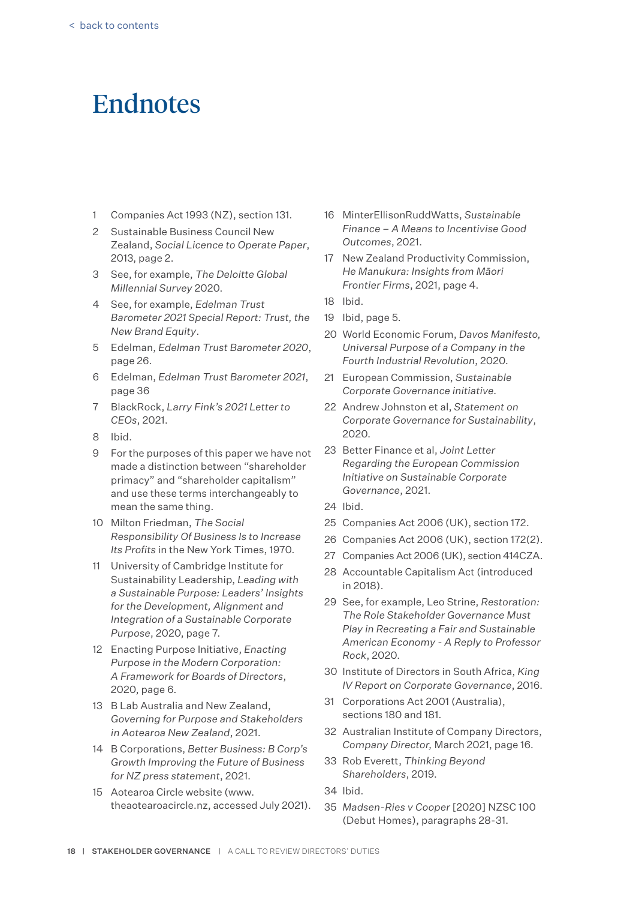# Endnotes

1. Companies Act 1993 (NZ), section 131.
2. Sustainable Business Council New Zealand, *Social Licence to Operate Paper*, 2013, page 2.
3. See, for example, *The Deloitte Global Millennial Survey* 2020.
4. See, for example, *Edelman Trust Barometer 2021 Special Report: Trust, the New Brand Equity*.
5. Edelman, *Edelman Trust Barometer 2020*, page 26.
6. Edelman, *Edelman Trust Barometer 2021*, page 36
7. BlackRock, *Larry Fink's 2021 Letter to CEOs*, 2021.
8. Ibid.
9. For the purposes of this paper we have not made a distinction between "shareholder primacy" and "shareholder capitalism" and use these terms interchangeably to mean the same thing.
10. Milton Friedman, *The Social Responsibility Of Business Is to Increase Its Profits* in the New York Times, 1970.
11. University of Cambridge Institute for Sustainability Leadership, *Leading with a Sustainable Purpose: Leaders' Insights for the Development, Alignment and Integration of a Sustainable Corporate Purpose*, 2020, page 7.
12. Enacting Purpose Initiative, *Enacting Purpose in the Modern Corporation: A Framework for Boards of Directors*, 2020, page 6.
13. B Lab Australia and New Zealand, *Governing for Purpose and Stakeholders in Aotearoa New Zealand*, 2021.
14. B Corporations, *Better Business: B Corp's Growth Improving the Future of Business for NZ press statement*, 2021.
15. Aotearoa Circle website (www.theaotearoacircle.nz, accessed July 2021).
16. MinterEllisonRuddWatts, *Sustainable Finance – A Means to Incentivise Good Outcomes*, 2021.
17. New Zealand Productivity Commission, *He Manukura: Insights from Māori Frontier Firms*, 2021, page 4.
18. Ibid.
19. Ibid, page 5.
20. World Economic Forum, *Davos Manifesto, Universal Purpose of a Company in the Fourth Industrial Revolution*, 2020.
21. European Commission, *Sustainable Corporate Governance initiative*.
22. Andrew Johnston et al, *Statement on Corporate Governance for Sustainability*, 2020.
23. Better Finance et al, *Joint Letter Regarding the European Commission Initiative on Sustainable Corporate Governance*, 2021.
24. Ibid.
25. Companies Act 2006 (UK), section 172.
26. Companies Act 2006 (UK), section 172(2).
27. Companies Act 2006 (UK), section 414CZA.
28. Accountable Capitalism Act (introduced in 2018).
29. See, for example, Leo Strine, *Restoration: The Role Stakeholder Governance Must Play in Recreating a Fair and Sustainable American Economy - A Reply to Professor Rock*, 2020.
30. Institute of Directors in South Africa, *King IV Report on Corporate Governance*, 2016.
31. Corporations Act 2001 (Australia), sections 180 and 181.
32. Australian Institute of Company Directors, *Company Director,* March 2021, page 16.
33. Rob Everett, *Thinking Beyond Shareholders*, 2019.
34. Ibid.
35. *Madsen-Ries v Cooper* [2020] NZSC 100 (Debut Homes), paragraphs 28-31.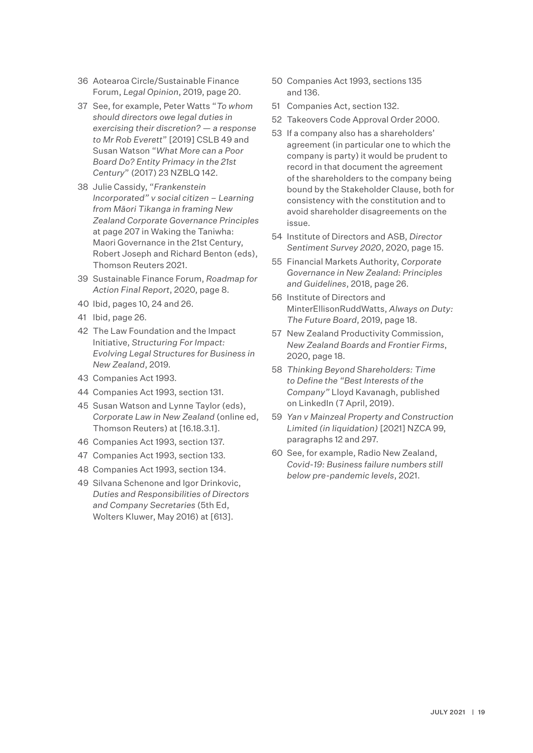36 Aotearoa Circle/Sustainable Finance Forum, *Legal Opinion*, 2019, page 20.

37 See, for example, Peter Watts "*To whom should directors owe legal duties in exercising their discretion? — a response to Mr Rob Everett*" [2019] CSLB 49 and Susan Watson "*What More can a Poor Board Do? Entity Primacy in the 21st Century*" (2017) 23 NZBLQ 142.

38 Julie Cassidy, "*Frankenstein Incorporated" v social citizen – Learning from Māori Tikanga in framing New Zealand Corporate Governance Principles* at page 207 in Waking the Taniwha: Maori Governance in the 21st Century, Robert Joseph and Richard Benton (eds), Thomson Reuters 2021.

39 Sustainable Finance Forum, *Roadmap for Action Final Report*, 2020, page 8.

40 Ibid, pages 10, 24 and 26.

41 Ibid, page 26.

42 The Law Foundation and the Impact Initiative, *Structuring For Impact: Evolving Legal Structures for Business in New Zealand*, 2019.

43 Companies Act 1993.

44 Companies Act 1993, section 131.

45 Susan Watson and Lynne Taylor (eds), *Corporate Law in New Zealand* (online ed, Thomson Reuters) at [16.18.3.1].

46 Companies Act 1993, section 137.

47 Companies Act 1993, section 133.

48 Companies Act 1993, section 134.

49 Silvana Schenone and Igor Drinkovic, *Duties and Responsibilities of Directors and Company Secretaries* (5th Ed, Wolters Kluwer, May 2016) at [613].

50 Companies Act 1993, sections 135 and 136.

51 Companies Act, section 132.

52 Takeovers Code Approval Order 2000.

53 If a company also has a shareholders' agreement (in particular one to which the company is party) it would be prudent to record in that document the agreement of the shareholders to the company being bound by the Stakeholder Clause, both for consistency with the constitution and to avoid shareholder disagreements on the issue.

54 Institute of Directors and ASB, *Director Sentiment Survey 2020*, 2020, page 15.

55 Financial Markets Authority, *Corporate Governance in New Zealand: Principles and Guidelines*, 2018, page 26.

56 Institute of Directors and MinterEllisonRuddWatts, *Always on Duty: The Future Board*, 2019, page 18.

57 New Zealand Productivity Commission, *New Zealand Boards and Frontier Firms*, 2020, page 18.

58 *Thinking Beyond Shareholders: Time to Define the "Best Interests of the Company"* Lloyd Kavanagh, published on LinkedIn (7 April, 2019).

59 *Yan v Mainzeal Property and Construction Limited (in liquidation)* [2021] NZCA 99, paragraphs 12 and 297.

60 See, for example, Radio New Zealand, *Covid-19: Business failure numbers still below pre-pandemic levels*, 2021.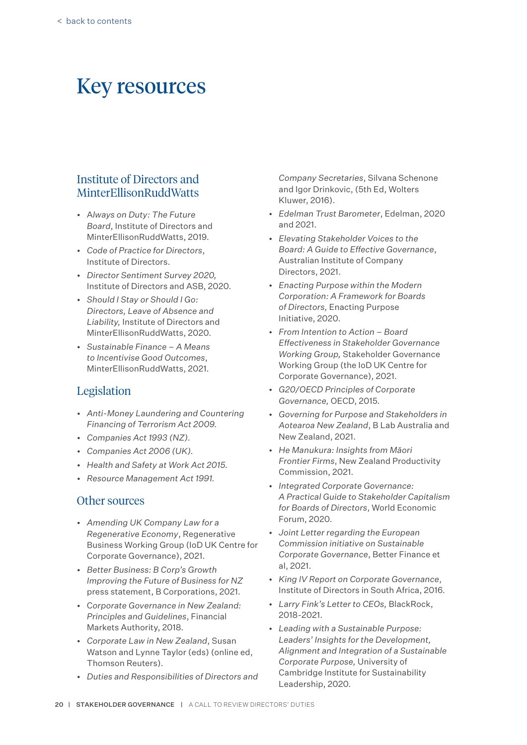# Key resources

## Institute of Directors and MinterEllisonRuddWatts

- *Always on Duty: The Future Board*, Institute of Directors and MinterEllisonRuddWatts, 2019.
- *Code of Practice for Directors*, Institute of Directors.
- *Director Sentiment Survey 2020,* Institute of Directors and ASB, 2020.
- *Should I Stay or Should I Go: Directors, Leave of Absence and Liability,* Institute of Directors and MinterEllisonRuddWatts, 2020.
- *Sustainable Finance – A Means to Incentivise Good Outcomes*, MinterEllisonRuddWatts, 2021.

## Legislation

- *Anti-Money Laundering and Countering Financing of Terrorism Act 2009.*
- *Companies Act 1993 (NZ).*
- *Companies Act 2006 (UK).*
- *Health and Safety at Work Act 2015.*
- *Resource Management Act 1991.*

## Other sources

- *Amending UK Company Law for a Regenerative Economy*, Regenerative Business Working Group (IoD UK Centre for Corporate Governance), 2021.
- *Better Business: B Corp's Growth Improving the Future of Business for NZ* press statement, B Corporations, 2021.
- *Corporate Governance in New Zealand: Principles and Guidelines*, Financial Markets Authority, 2018.
- *Corporate Law in New Zealand*, Susan Watson and Lynne Taylor (eds) (online ed, Thomson Reuters).
- *Duties and Responsibilities of Directors and Company Secretaries*, Silvana Schenone and Igor Drinkovic, (5th Ed, Wolters Kluwer, 2016).
- *Edelman Trust Barometer*, Edelman, 2020 and 2021.
- *Elevating Stakeholder Voices to the Board: A Guide to Effective Governance*, Australian Institute of Company Directors, 2021.
- *Enacting Purpose within the Modern Corporation: A Framework for Boards of Directors,* Enacting Purpose Initiative, 2020.
- *From Intention to Action – Board Effectiveness in Stakeholder Governance Working Group,* Stakeholder Governance Working Group (the IoD UK Centre for Corporate Governance), 2021.
- *G20/OECD Principles of Corporate Governance,* OECD, 2015.
- *Governing for Purpose and Stakeholders in Aotearoa New Zealand*, B Lab Australia and New Zealand, 2021.
- *He Manukura: Insights from Māori Frontier Firms*, New Zealand Productivity Commission, 2021.
- *Integrated Corporate Governance: A Practical Guide to Stakeholder Capitalism for Boards of Directors*, World Economic Forum, 2020.
- *Joint Letter regarding the European Commission initiative on Sustainable Corporate Governance*, Better Finance et al, 2021.
- *King IV Report on Corporate Governance,* Institute of Directors in South Africa, 2016.
- *Larry Fink's Letter to CEOs,* BlackRock, 2018-2021.
- *Leading with a Sustainable Purpose: Leaders' Insights for the Development, Alignment and Integration of a Sustainable Corporate Purpose,* University of Cambridge Institute for Sustainability Leadership, 2020.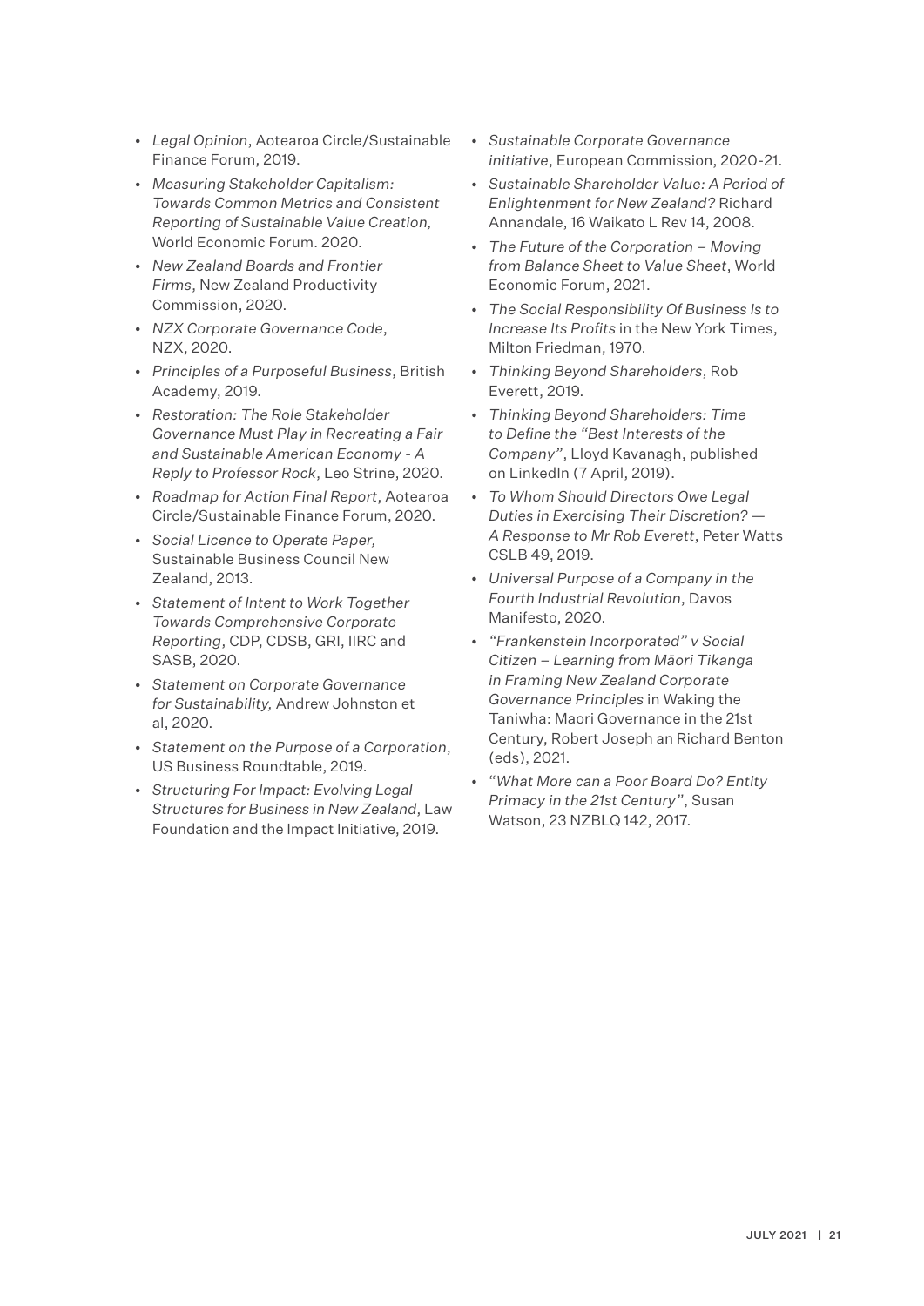- *Legal Opinion*, Aotearoa Circle/Sustainable Finance Forum, 2019.
- *Measuring Stakeholder Capitalism: Towards Common Metrics and Consistent Reporting of Sustainable Value Creation,* World Economic Forum. 2020.
- *New Zealand Boards and Frontier Firms*, New Zealand Productivity Commission, 2020.
- *NZX Corporate Governance Code*, NZX, 2020.
- *Principles of a Purposeful Business*, British Academy, 2019.
- *Restoration: The Role Stakeholder Governance Must Play in Recreating a Fair and Sustainable American Economy - A Reply to Professor Rock*, Leo Strine, 2020.
- *Roadmap for Action Final Report*, Aotearoa Circle/Sustainable Finance Forum, 2020.
- *Social Licence to Operate Paper,* Sustainable Business Council New Zealand, 2013.
- *Statement of Intent to Work Together Towards Comprehensive Corporate Reporting*, CDP, CDSB, GRI, IIRC and SASB, 2020.
- *Statement on Corporate Governance for Sustainability,* Andrew Johnston et al, 2020.
- *Statement on the Purpose of a Corporation*, US Business Roundtable, 2019.
- *Structuring For Impact: Evolving Legal Structures for Business in New Zealand*, Law Foundation and the Impact Initiative, 2019.
- *Sustainable Corporate Governance initiative*, European Commission, 2020-21.
- *Sustainable Shareholder Value: A Period of Enlightenment for New Zealand?* Richard Annandale, 16 Waikato L Rev 14, 2008.
- *The Future of the Corporation – Moving from Balance Sheet to Value Sheet*, World Economic Forum, 2021.
- *The Social Responsibility Of Business Is to Increase Its Profits* in the New York Times, Milton Friedman, 1970.
- *Thinking Beyond Shareholders*, Rob Everett, 2019.
- *Thinking Beyond Shareholders: Time to Define the "Best Interests of the Company"*, Lloyd Kavanagh, published on LinkedIn (7 April, 2019).
- *To Whom Should Directors Owe Legal Duties in Exercising Their Discretion? — A Response to Mr Rob Everett*, Peter Watts CSLB 49, 2019.
- *Universal Purpose of a Company in the Fourth Industrial Revolution*, Davos Manifesto, 2020.
- *"Frankenstein Incorporated" v Social Citizen – Learning from Māori Tikanga in Framing New Zealand Corporate Governance Principles* in Waking the Taniwha: Maori Governance in the 21st Century, Robert Joseph an Richard Benton (eds), 2021.
- "*What More can a Poor Board Do? Entity Primacy in the 21st Century"*, Susan Watson, 23 NZBLQ 142, 2017.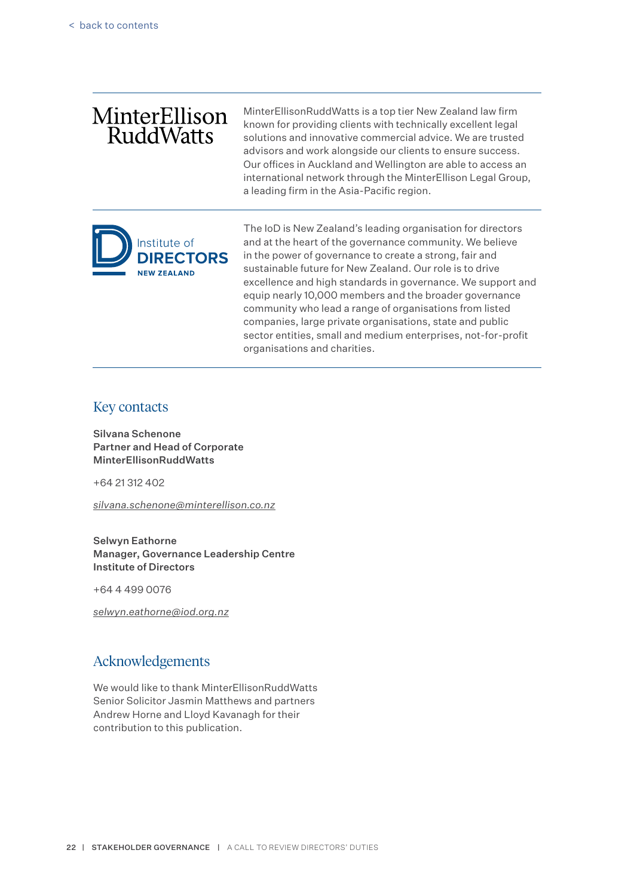MinterEllisonRuddWatts

MinterEllisonRuddWatts is a top tier New Zealand law firm known for providing clients with technically excellent legal solutions and innovative commercial advice. We are trusted advisors and work alongside our clients to ensure success. Our offices in Auckland and Wellington are able to access an international network through the MinterEllison Legal Group, a leading firm in the Asia-Pacific region.

Institute of DIRECTORS NEW ZEALAND

The IoD is New Zealand's leading organisation for directors and at the heart of the governance community. We believe in the power of governance to create a strong, fair and sustainable future for New Zealand. Our role is to drive excellence and high standards in governance. We support and equip nearly 10,000 members and the broader governance community who lead a range of organisations from listed companies, large private organisations, state and public sector entities, small and medium enterprises, not-for-profit organisations and charities.

## Key contacts

**Silvana Schenone**
**Partner and Head of Corporate**
**MinterEllisonRuddWatts**

+64 21 312 402

*silvana.schenone@minterellison.co.nz*

**Selwyn Eathorne**
**Manager, Governance Leadership Centre**
**Institute of Directors**

+64 4 499 0076

*selwyn.eathorne@iod.org.nz*

## Acknowledgements

We would like to thank MinterEllisonRuddWatts Senior Solicitor Jasmin Matthews and partners Andrew Horne and Lloyd Kavanagh for their contribution to this publication.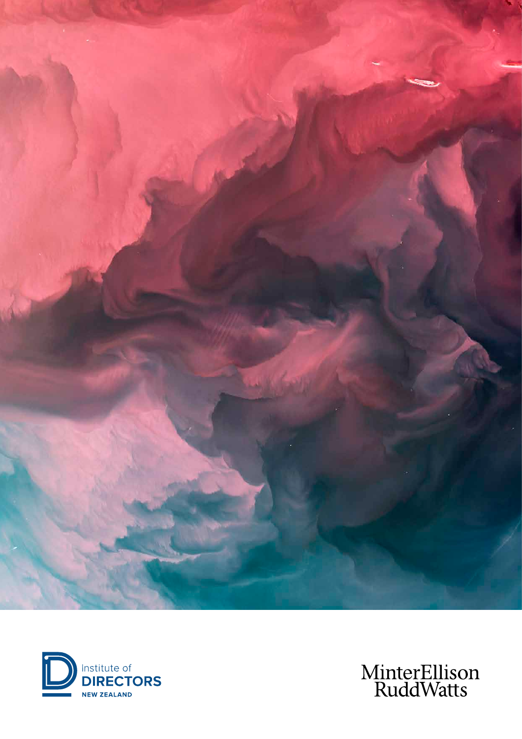Institute of
**DIRECTORS**
**NEW ZEALAND**

MinterEllison
RuddWatts